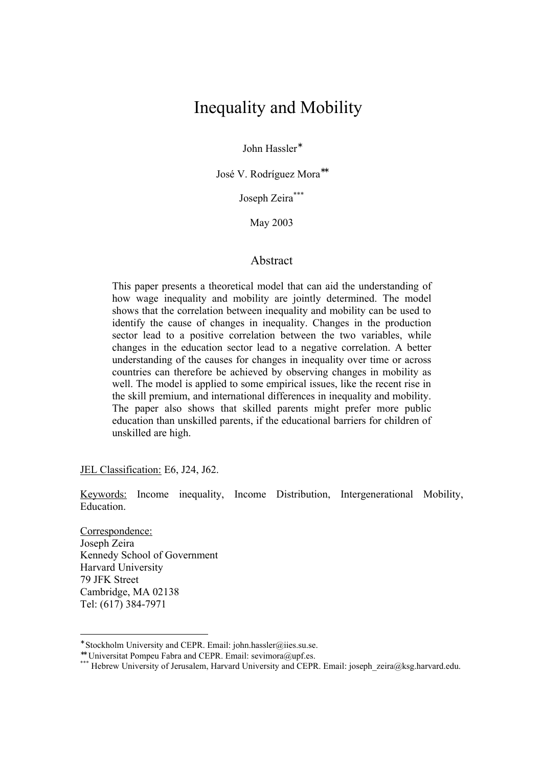# Inequality and Mobility

John Hassler[*]

José V. Rodríguez Mora[**]

Joseph Zeira[***]

May 2003

## Abstract

This paper presents a theoretical model that can aid the understanding of how wage inequality and mobility are jointly determined. The model shows that the correlation between inequality and mobility can be used to identify the cause of changes in inequality. Changes in the production sector lead to a positive correlation between the two variables, while changes in the education sector lead to a negative correlation. A better understanding of the causes for changes in inequality over time or across countries can therefore be achieved by observing changes in mobility as well. The model is applied to some empirical issues, like the recent rise in the skill premium, and international differences in inequality and mobility. The paper also shows that skilled parents might prefer more public education than unskilled parents, if the educational barriers for children of unskilled are high.

JEL Classification: E6, J24, J62.

Keywords: Income inequality, Income Distribution, Intergenerational Mobility, Education.

Correspondence:
Joseph Zeira
Kennedy School of Government
Harvard University
79 JFK Street
Cambridge, MA 02138
Tel: (617) 384-7971

---

[*] Stockholm University and CEPR. Email: john.hassler@iies.su.se.

[**] Universitat Pompeu Fabra and CEPR. Email: sevimora@upf.es.

[***] Hebrew University of Jerusalem, Harvard University and CEPR. Email: joseph_zeira@ksg.harvard.edu.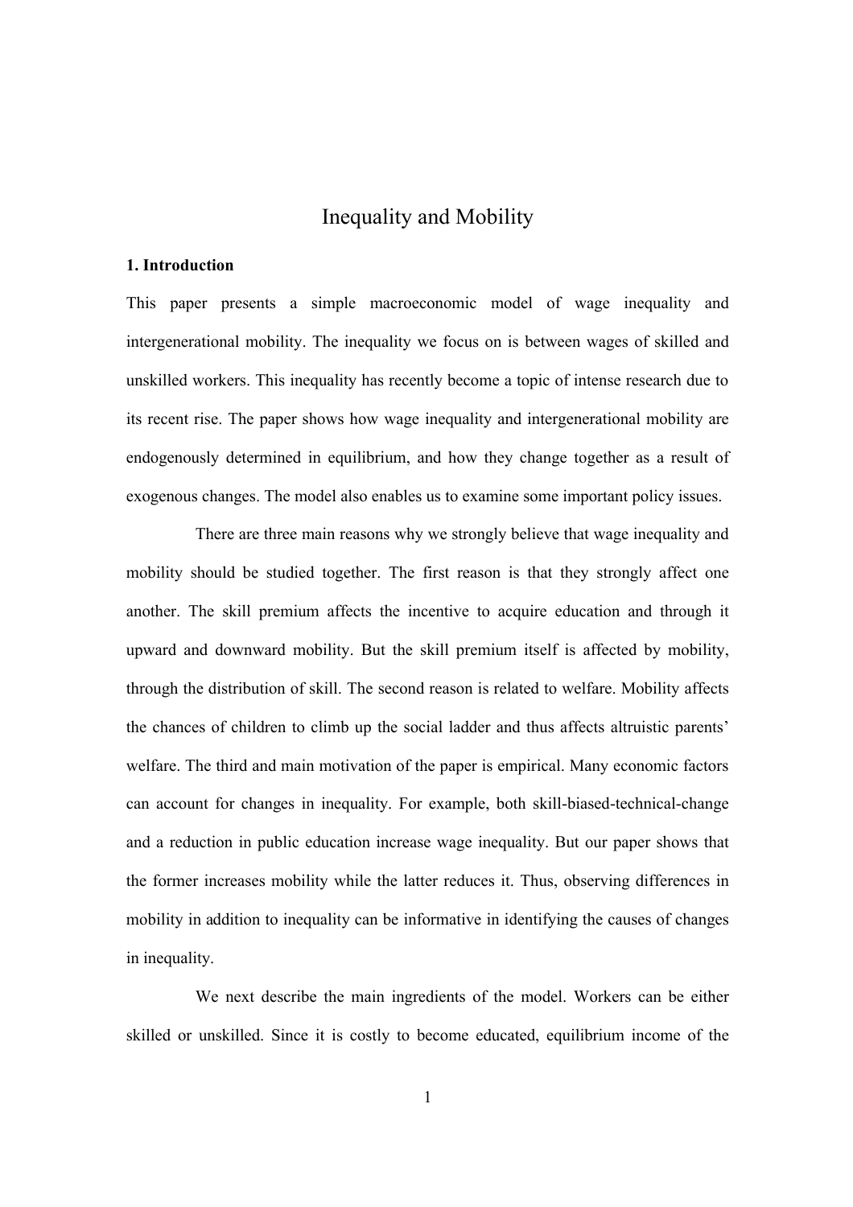# Inequality and Mobility

## 1. Introduction

This paper presents a simple macroeconomic model of wage inequality and intergenerational mobility. The inequality we focus on is between wages of skilled and unskilled workers. This inequality has recently become a topic of intense research due to its recent rise. The paper shows how wage inequality and intergenerational mobility are endogenously determined in equilibrium, and how they change together as a result of exogenous changes. The model also enables us to examine some important policy issues.

There are three main reasons why we strongly believe that wage inequality and mobility should be studied together. The first reason is that they strongly affect one another. The skill premium affects the incentive to acquire education and through it upward and downward mobility. But the skill premium itself is affected by mobility, through the distribution of skill. The second reason is related to welfare. Mobility affects the chances of children to climb up the social ladder and thus affects altruistic parents' welfare. The third and main motivation of the paper is empirical. Many economic factors can account for changes in inequality. For example, both skill-biased-technical-change and a reduction in public education increase wage inequality. But our paper shows that the former increases mobility while the latter reduces it. Thus, observing differences in mobility in addition to inequality can be informative in identifying the causes of changes in inequality.

We next describe the main ingredients of the model. Workers can be either skilled or unskilled. Since it is costly to become educated, equilibrium income of the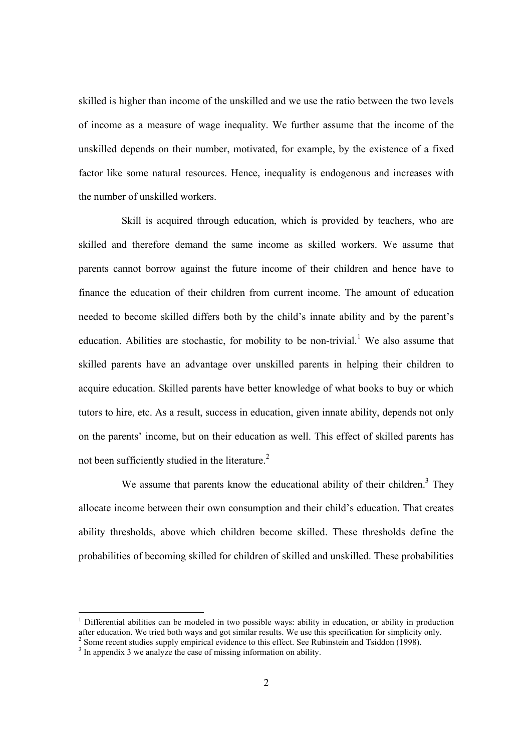skilled is higher than income of the unskilled and we use the ratio between the two levels of income as a measure of wage inequality. We further assume that the income of the unskilled depends on their number, motivated, for example, by the existence of a fixed factor like some natural resources. Hence, inequality is endogenous and increases with the number of unskilled workers.

Skill is acquired through education, which is provided by teachers, who are skilled and therefore demand the same income as skilled workers. We assume that parents cannot borrow against the future income of their children and hence have to finance the education of their children from current income. The amount of education needed to become skilled differs both by the child's innate ability and by the parent's education. Abilities are stochastic, for mobility to be non-trivial.[1] We also assume that skilled parents have an advantage over unskilled parents in helping their children to acquire education. Skilled parents have better knowledge of what books to buy or which tutors to hire, etc. As a result, success in education, given innate ability, depends not only on the parents' income, but on their education as well. This effect of skilled parents has not been sufficiently studied in the literature.[2]

We assume that parents know the educational ability of their children.[3] They allocate income between their own consumption and their child's education. That creates ability thresholds, above which children become skilled. These thresholds define the probabilities of becoming skilled for children of skilled and unskilled. These probabilities

---

[1] Differential abilities can be modeled in two possible ways: ability in education, or ability in production after education. We tried both ways and got similar results. We use this specification for simplicity only.

[2] Some recent studies supply empirical evidence to this effect. See Rubinstein and Tsiddon (1998).

[3] In appendix 3 we analyze the case of missing information on ability.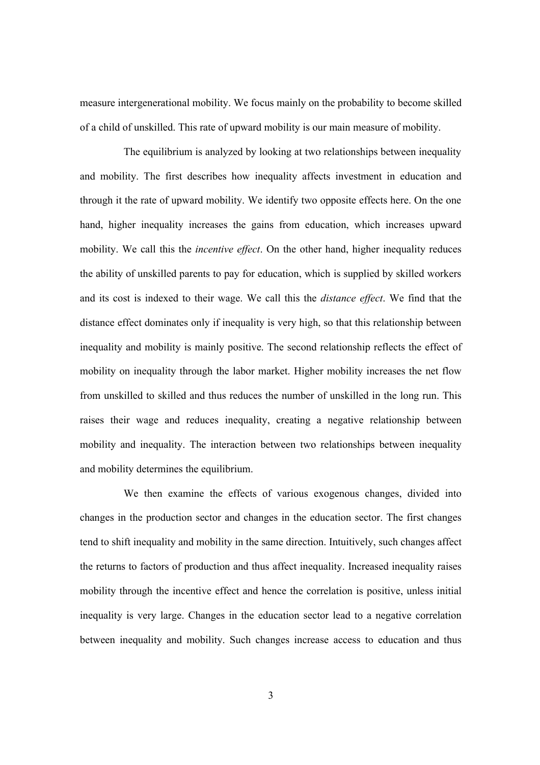measure intergenerational mobility. We focus mainly on the probability to become skilled of a child of unskilled. This rate of upward mobility is our main measure of mobility.

The equilibrium is analyzed by looking at two relationships between inequality and mobility. The first describes how inequality affects investment in education and through it the rate of upward mobility. We identify two opposite effects here. On the one hand, higher inequality increases the gains from education, which increases upward mobility. We call this the *incentive effect*. On the other hand, higher inequality reduces the ability of unskilled parents to pay for education, which is supplied by skilled workers and its cost is indexed to their wage. We call this the *distance effect*. We find that the distance effect dominates only if inequality is very high, so that this relationship between inequality and mobility is mainly positive. The second relationship reflects the effect of mobility on inequality through the labor market. Higher mobility increases the net flow from unskilled to skilled and thus reduces the number of unskilled in the long run. This raises their wage and reduces inequality, creating a negative relationship between mobility and inequality. The interaction between two relationships between inequality and mobility determines the equilibrium.

We then examine the effects of various exogenous changes, divided into changes in the production sector and changes in the education sector. The first changes tend to shift inequality and mobility in the same direction. Intuitively, such changes affect the returns to factors of production and thus affect inequality. Increased inequality raises mobility through the incentive effect and hence the correlation is positive, unless initial inequality is very large. Changes in the education sector lead to a negative correlation between inequality and mobility. Such changes increase access to education and thus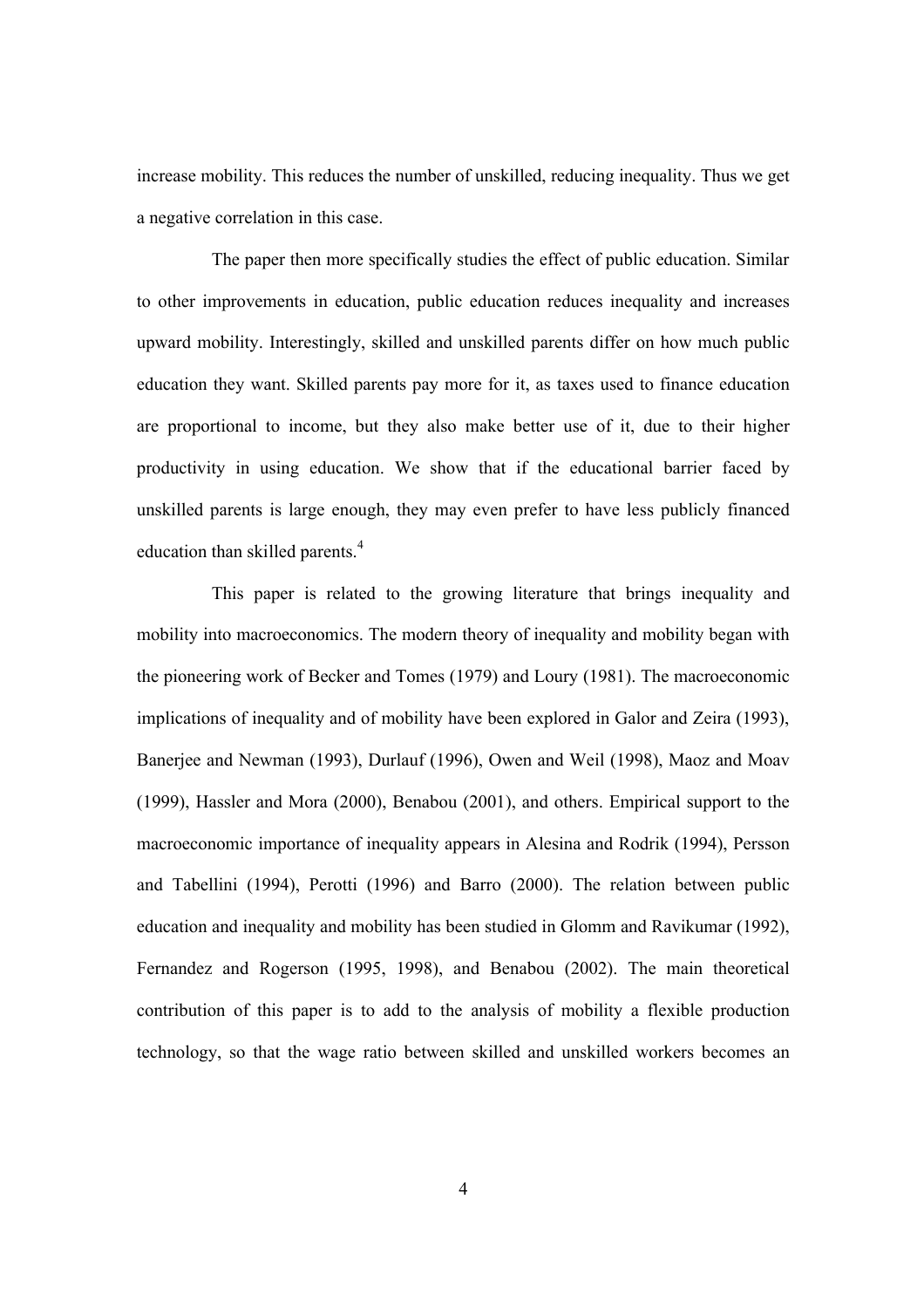increase mobility. This reduces the number of unskilled, reducing inequality. Thus we get a negative correlation in this case.

The paper then more specifically studies the effect of public education. Similar to other improvements in education, public education reduces inequality and increases upward mobility. Interestingly, skilled and unskilled parents differ on how much public education they want. Skilled parents pay more for it, as taxes used to finance education are proportional to income, but they also make better use of it, due to their higher productivity in using education. We show that if the educational barrier faced by unskilled parents is large enough, they may even prefer to have less publicly financed education than skilled parents.[4]

This paper is related to the growing literature that brings inequality and mobility into macroeconomics. The modern theory of inequality and mobility began with the pioneering work of Becker and Tomes (1979) and Loury (1981). The macroeconomic implications of inequality and of mobility have been explored in Galor and Zeira (1993), Banerjee and Newman (1993), Durlauf (1996), Owen and Weil (1998), Maoz and Moav (1999), Hassler and Mora (2000), Benabou (2001), and others. Empirical support to the macroeconomic importance of inequality appears in Alesina and Rodrik (1994), Persson and Tabellini (1994), Perotti (1996) and Barro (2000). The relation between public education and inequality and mobility has been studied in Glomm and Ravikumar (1992), Fernandez and Rogerson (1995, 1998), and Benabou (2002). The main theoretical contribution of this paper is to add to the analysis of mobility a flexible production technology, so that the wage ratio between skilled and unskilled workers becomes an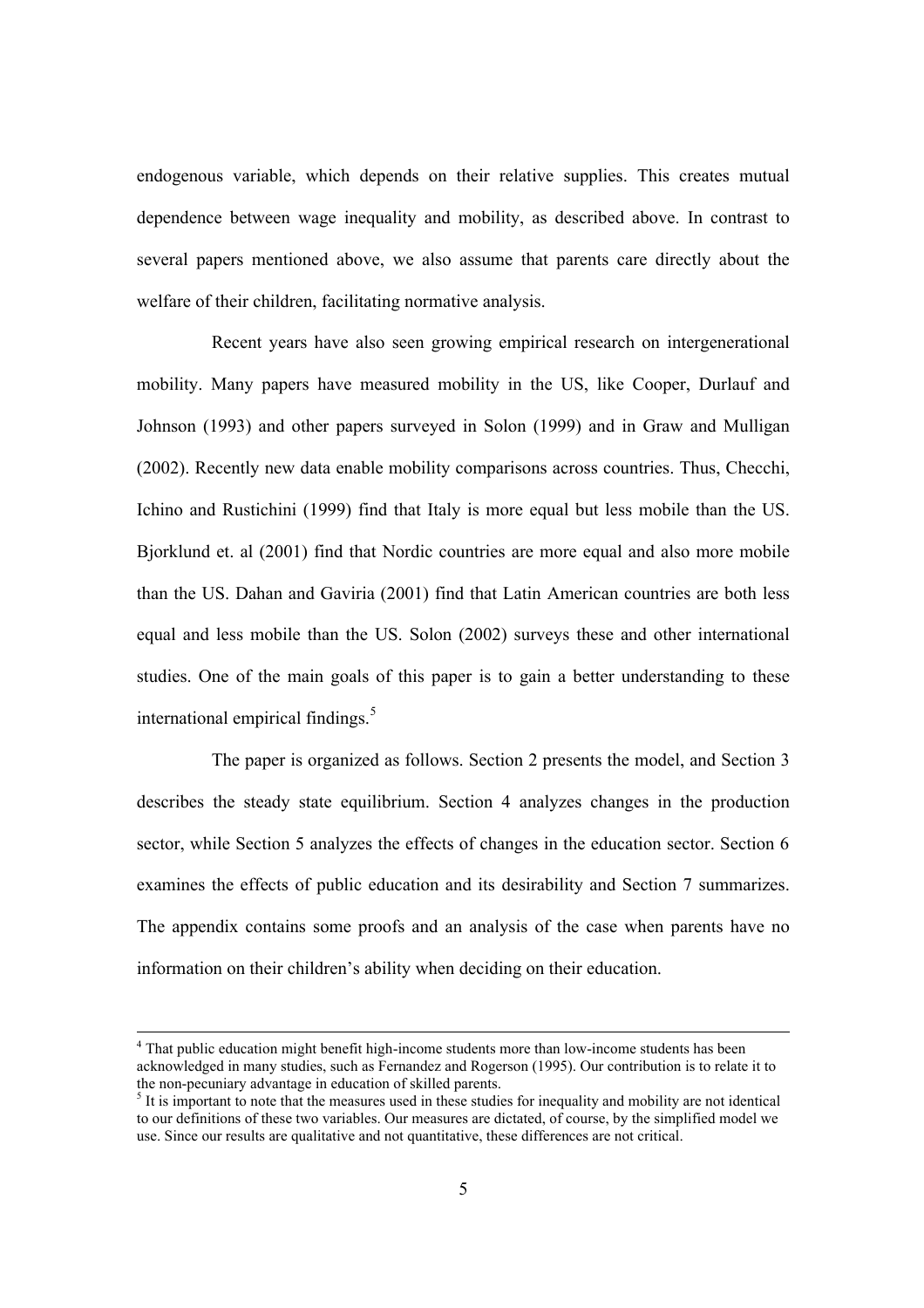endogenous variable, which depends on their relative supplies. This creates mutual dependence between wage inequality and mobility, as described above. In contrast to several papers mentioned above, we also assume that parents care directly about the welfare of their children, facilitating normative analysis.

Recent years have also seen growing empirical research on intergenerational mobility. Many papers have measured mobility in the US, like Cooper, Durlauf and Johnson (1993) and other papers surveyed in Solon (1999) and in Graw and Mulligan (2002). Recently new data enable mobility comparisons across countries. Thus, Checchi, Ichino and Rustichini (1999) find that Italy is more equal but less mobile than the US. Bjorklund et. al (2001) find that Nordic countries are more equal and also more mobile than the US. Dahan and Gaviria (2001) find that Latin American countries are both less equal and less mobile than the US. Solon (2002) surveys these and other international studies. One of the main goals of this paper is to gain a better understanding to these international empirical findings.[5]

The paper is organized as follows. Section 2 presents the model, and Section 3 describes the steady state equilibrium. Section 4 analyzes changes in the production sector, while Section 5 analyzes the effects of changes in the education sector. Section 6 examines the effects of public education and its desirability and Section 7 summarizes. The appendix contains some proofs and an analysis of the case when parents have no information on their children's ability when deciding on their education.

---

[4] That public education might benefit high-income students more than low-income students has been acknowledged in many studies, such as Fernandez and Rogerson (1995). Our contribution is to relate it to the non-pecuniary advantage in education of skilled parents.

[5] It is important to note that the measures used in these studies for inequality and mobility are not identical to our definitions of these two variables. Our measures are dictated, of course, by the simplified model we use. Since our results are qualitative and not quantitative, these differences are not critical.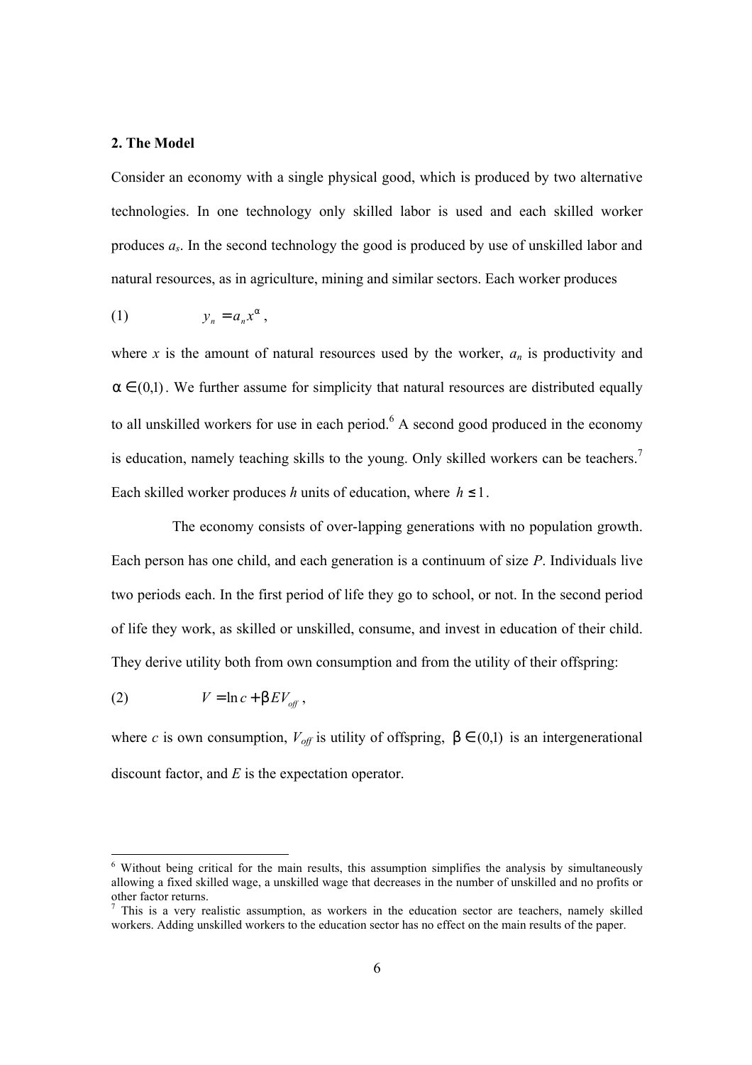## 2. The Model

Consider an economy with a single physical good, which is produced by two alternative technologies. In one technology only skilled labor is used and each skilled worker produces $a_s$. In the second technology the good is produced by use of unskilled labor and natural resources, as in agriculture, mining and similar sectors. Each worker produces

$$y_n = a_n x^{\alpha}, \tag{1}$$

where $x$ is the amount of natural resources used by the worker, $a_n$ is productivity and $\alpha \in (0,1)$. We further assume for simplicity that natural resources are distributed equally to all unskilled workers for use in each period.[6] A second good produced in the economy is education, namely teaching skills to the young. Only skilled workers can be teachers.[7] Each skilled worker produces $h$ units of education, where $h \leq 1$.

The economy consists of over-lapping generations with no population growth. Each person has one child, and each generation is a continuum of size $P$. Individuals live two periods each. In the first period of life they go to school, or not. In the second period of life they work, as skilled or unskilled, consume, and invest in education of their child. They derive utility both from own consumption and from the utility of their offspring:

$$V = \ln c + \beta E V_{off}, \tag{2}$$

where $c$ is own consumption, $V_{off}$ is utility of offspring, $\beta \in (0,1)$ is an intergenerational discount factor, and $E$ is the expectation operator.

---

[6] Without being critical for the main results, this assumption simplifies the analysis by simultaneously allowing a fixed skilled wage, a unskilled wage that decreases in the number of unskilled and no profits or other factor returns.

[7] This is a very realistic assumption, as workers in the education sector are teachers, namely skilled workers. Adding unskilled workers to the education sector has no effect on the main results of the paper.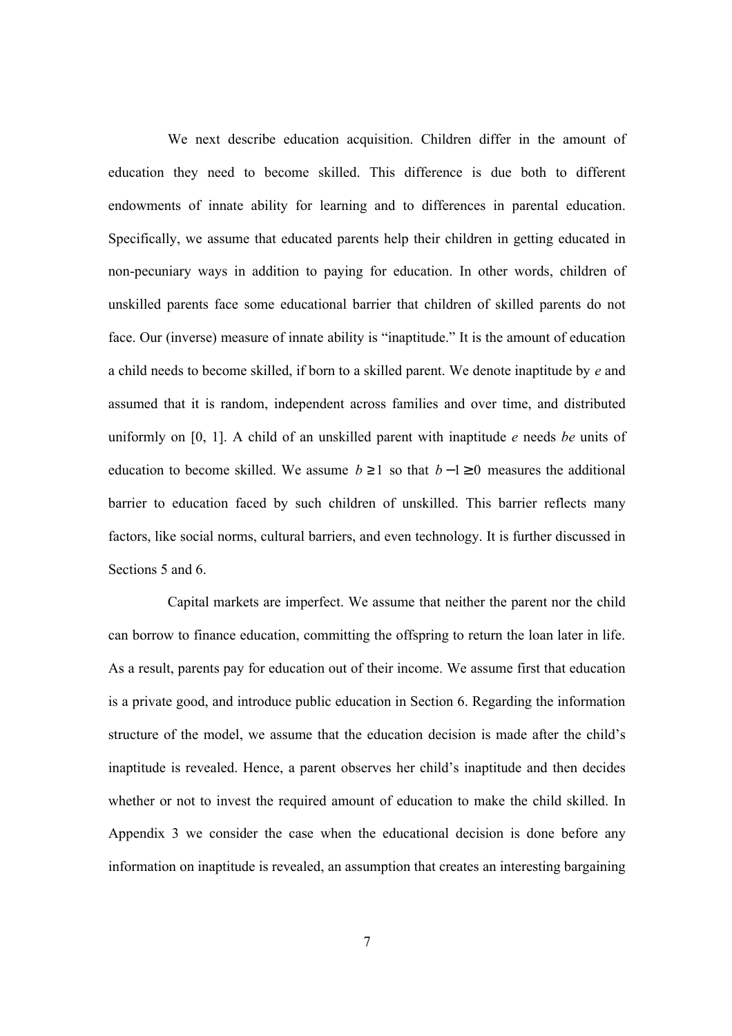We next describe education acquisition. Children differ in the amount of education they need to become skilled. This difference is due both to different endowments of innate ability for learning and to differences in parental education. Specifically, we assume that educated parents help their children in getting educated in non-pecuniary ways in addition to paying for education. In other words, children of unskilled parents face some educational barrier that children of skilled parents do not face. Our (inverse) measure of innate ability is "inaptitude." It is the amount of education a child needs to become skilled, if born to a skilled parent. We denote inaptitude by $e$ and assumed that it is random, independent across families and over time, and distributed uniformly on [0, 1]. A child of an unskilled parent with inaptitude $e$ needs $be$ units of education to become skilled. We assume $b \geq 1$ so that $b - 1 \geq 0$ measures the additional barrier to education faced by such children of unskilled. This barrier reflects many factors, like social norms, cultural barriers, and even technology. It is further discussed in Sections 5 and 6.

Capital markets are imperfect. We assume that neither the parent nor the child can borrow to finance education, committing the offspring to return the loan later in life. As a result, parents pay for education out of their income. We assume first that education is a private good, and introduce public education in Section 6. Regarding the information structure of the model, we assume that the education decision is made after the child's inaptitude is revealed. Hence, a parent observes her child's inaptitude and then decides whether or not to invest the required amount of education to make the child skilled. In Appendix 3 we consider the case when the educational decision is done before any information on inaptitude is revealed, an assumption that creates an interesting bargaining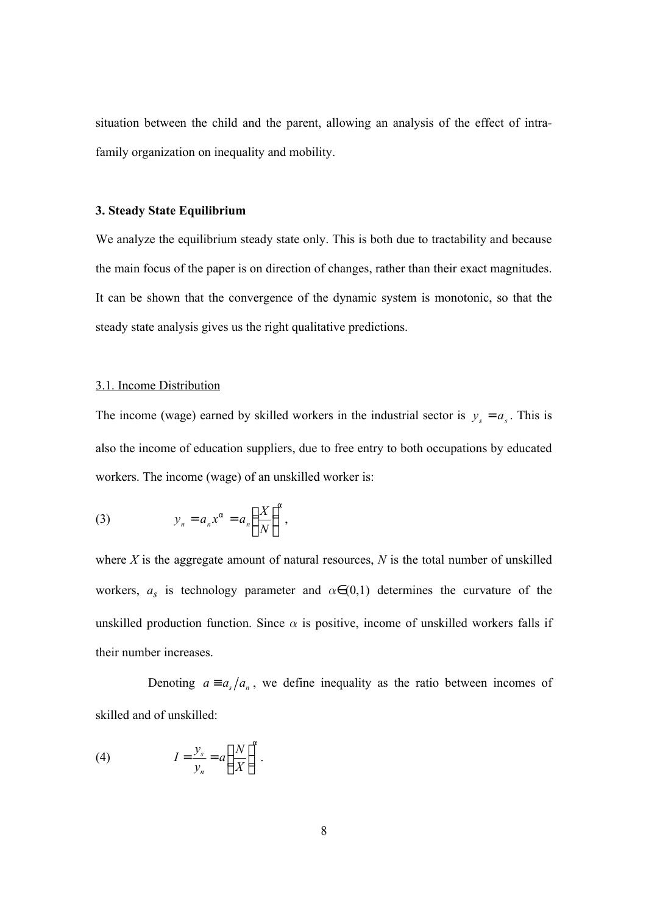situation between the child and the parent, allowing an analysis of the effect of intra-family organization on inequality and mobility.

### 3. Steady State Equilibrium

We analyze the equilibrium steady state only. This is both due to tractability and because the main focus of the paper is on direction of changes, rather than their exact magnitudes. It can be shown that the convergence of the dynamic system is monotonic, so that the steady state analysis gives us the right qualitative predictions.

#### 3.1. Income Distribution

The income (wage) earned by skilled workers in the industrial sector is $y_s = a_s$. This is also the income of education suppliers, due to free entry to both occupations by educated workers. The income (wage) of an unskilled worker is:

$$y_n = a_n x^{\alpha} = a_n \left( \frac{X}{N} \right)^{\alpha}, \tag{3}$$

where $X$ is the aggregate amount of natural resources, $N$ is the total number of unskilled workers, $a_s$ is technology parameter and $\alpha \in (0,1)$ determines the curvature of the unskilled production function. Since $\alpha$ is positive, income of unskilled workers falls if their number increases.

Denoting $a \equiv a_s / a_n$, we define inequality as the ratio between incomes of skilled and of unskilled:

$$I = \frac{y_s}{y_n} = a \left( \frac{N}{X} \right)^{\alpha}. \tag{4}$$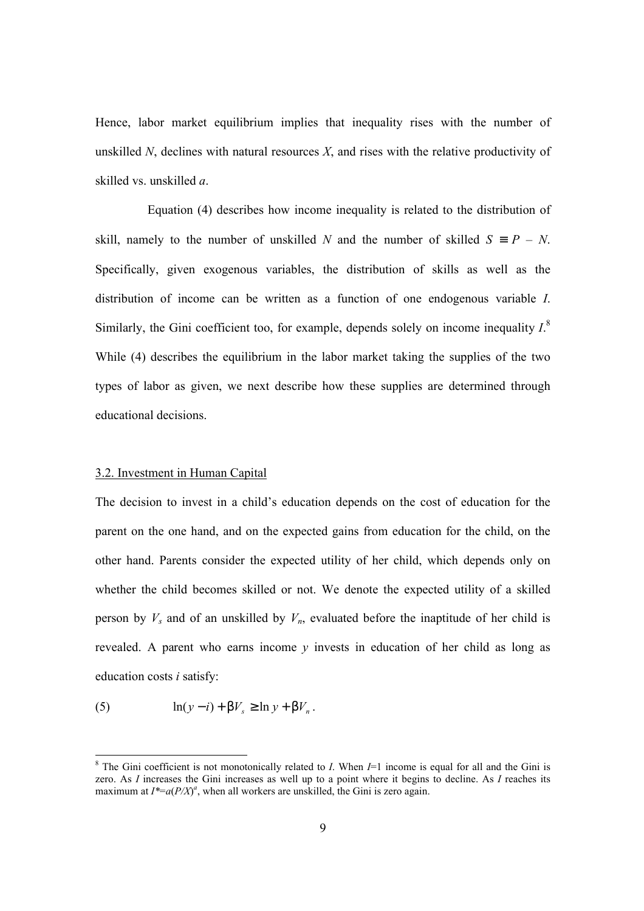Hence, labor market equilibrium implies that inequality rises with the number of unskilled $N$, declines with natural resources $X$, and rises with the relative productivity of skilled vs. unskilled $a$.

Equation (4) describes how income inequality is related to the distribution of skill, namely to the number of unskilled $N$ and the number of skilled $S \equiv P - N$. Specifically, given exogenous variables, the distribution of skills as well as the distribution of income can be written as a function of one endogenous variable $I$. Similarly, the Gini coefficient too, for example, depends solely on income inequality $I$.[8] While (4) describes the equilibrium in the labor market taking the supplies of the two types of labor as given, we next describe how these supplies are determined through educational decisions.

### 3.2. Investment in Human Capital

The decision to invest in a child's education depends on the cost of education for the parent on the one hand, and on the expected gains from education for the child, on the other hand. Parents consider the expected utility of her child, which depends only on whether the child becomes skilled or not. We denote the expected utility of a skilled person by $V_s$ and of an unskilled by $V_n$, evaluated before the inaptitude of her child is revealed. A parent who earns income $y$ invests in education of her child as long as education costs $i$ satisfy:

$$(5) \qquad \ln(y - i) + \beta V_s \geq \ln y + \beta V_n .$$

[8] The Gini coefficient is not monotonically related to $I$. When $I$=1 income is equal for all and the Gini is zero. As $I$ increases the Gini increases as well up to a point where it begins to decline. As $I$ reaches its maximum at $I^*=a(P/X)^a$, when all workers are unskilled, the Gini is zero again.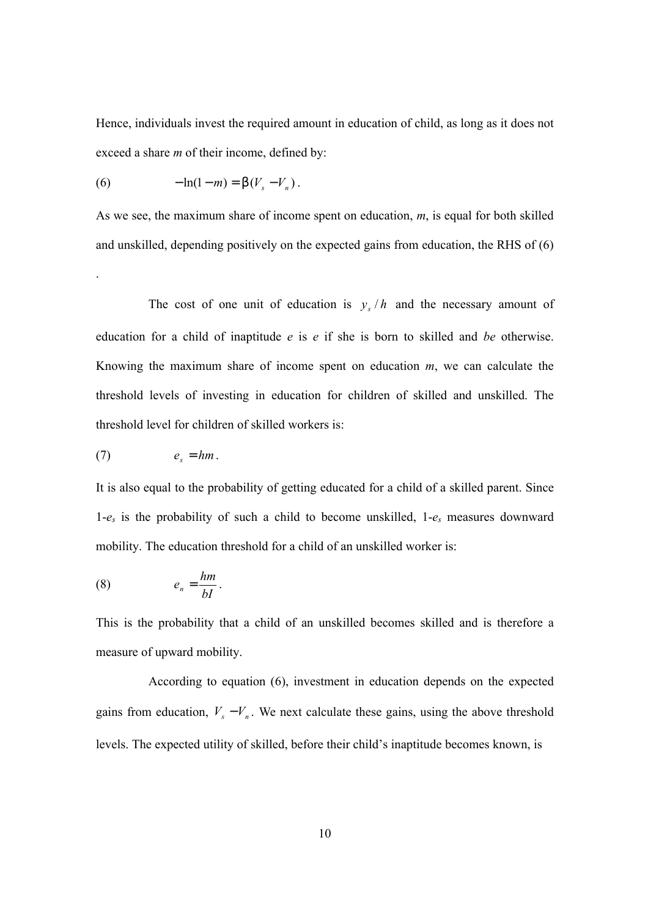Hence, individuals invest the required amount in education of child, as long as it does not exceed a share *m* of their income, defined by:

$$(6) \qquad -\ln(1-m) = \beta(V_s - V_n)\,.$$

As we see, the maximum share of income spent on education, *m*, is equal for both skilled and unskilled, depending positively on the expected gains from education, the RHS of (6) .

The cost of one unit of education is $y_s / h$ and the necessary amount of education for a child of inaptitude *e* is *e* if she is born to skilled and *be* otherwise. Knowing the maximum share of income spent on education *m*, we can calculate the threshold levels of investing in education for children of skilled and unskilled. The threshold level for children of skilled workers is:

$$(7) \qquad e_s = hm\,.$$

It is also equal to the probability of getting educated for a child of a skilled parent. Since 1-$e_s$ is the probability of such a child to become unskilled, 1-$e_s$ measures downward mobility. The education threshold for a child of an unskilled worker is:

$$(8) \qquad e_n = \frac{hm}{bI}\,.$$

This is the probability that a child of an unskilled becomes skilled and is therefore a measure of upward mobility.

According to equation (6), investment in education depends on the expected gains from education, $V_s - V_n$. We next calculate these gains, using the above threshold levels. The expected utility of skilled, before their child's inaptitude becomes known, is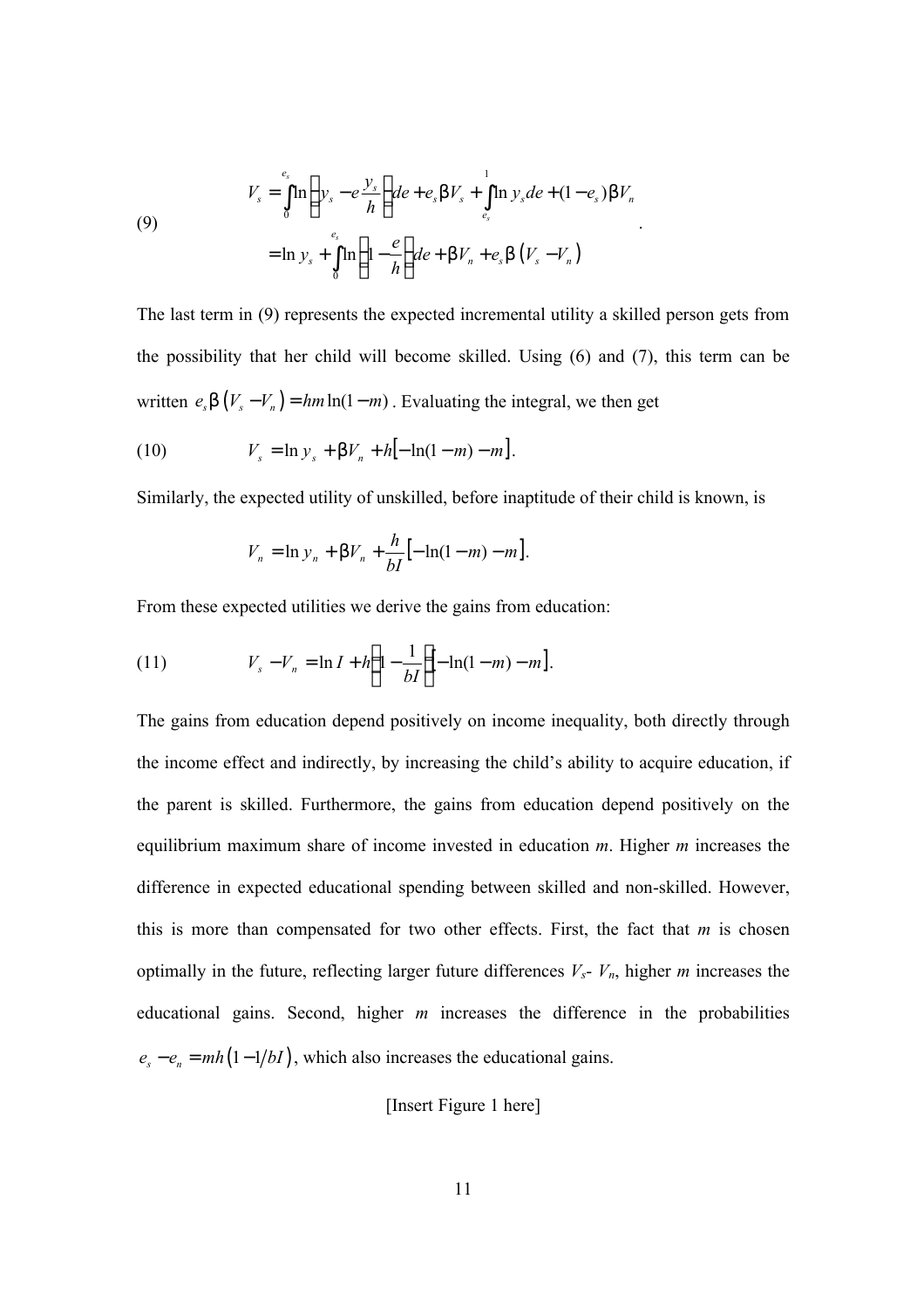$$
(9) \qquad \begin{aligned} V_s &= \int_0^{e_s} \ln\left(y_s - e\frac{y_s}{h}\right) de + e_s \beta V_s + \int_{e_s}^{1} \ln y_s \, de + (1-e_s)\beta V_n \\ &= \ln y_s + \int_0^{e_s} \ln\left(1 - \frac{e}{h}\right) de + \beta V_n + e_s \beta \left(V_s - V_n\right) \end{aligned} .
$$

The last term in (9) represents the expected incremental utility a skilled person gets from the possibility that her child will become skilled. Using (6) and (7), this term can be written $e_s \beta \left(V_s - V_n\right) = hm \ln(1-m)$. Evaluating the integral, we then get

$$
(10) \qquad V_s = \ln y_s + \beta V_n + h\left[-\ln(1-m) - m\right].
$$

Similarly, the expected utility of unskilled, before inaptitude of their child is known, is

$$
V_n = \ln y_n + \beta V_n + \frac{h}{bI}\left[-\ln(1-m) - m\right].
$$

From these expected utilities we derive the gains from education:

$$
(11) \qquad V_s - V_n = \ln I + h\left(1 - \frac{1}{bI}\right)\left[-\ln(1-m) - m\right].
$$

The gains from education depend positively on income inequality, both directly through the income effect and indirectly, by increasing the child's ability to acquire education, if the parent is skilled. Furthermore, the gains from education depend positively on the equilibrium maximum share of income invested in education $m$. Higher $m$ increases the difference in expected educational spending between skilled and non-skilled. However, this is more than compensated for two other effects. First, the fact that $m$ is chosen optimally in the future, reflecting larger future differences $V_s$- $V_n$, higher $m$ increases the educational gains. Second, higher $m$ increases the difference in the probabilities $e_s - e_n = mh\left(1 - 1/bI\right)$, which also increases the educational gains.

[Insert Figure 1 here]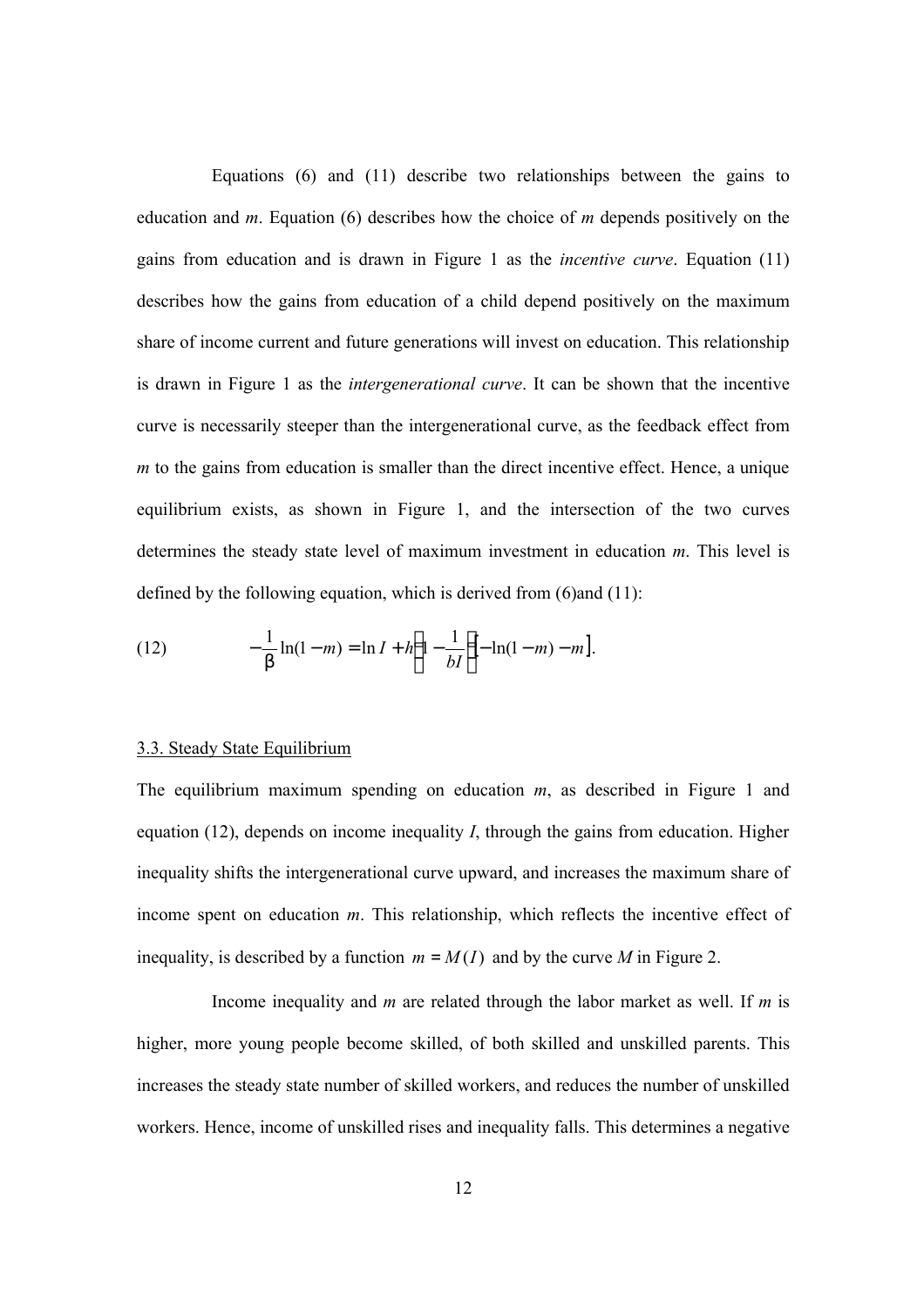Equations (6) and (11) describe two relationships between the gains to education and $m$. Equation (6) describes how the choice of $m$ depends positively on the gains from education and is drawn in Figure 1 as the *incentive curve*. Equation (11) describes how the gains from education of a child depend positively on the maximum share of income current and future generations will invest on education. This relationship is drawn in Figure 1 as the *intergenerational curve*. It can be shown that the incentive curve is necessarily steeper than the intergenerational curve, as the feedback effect from $m$ to the gains from education is smaller than the direct incentive effect. Hence, a unique equilibrium exists, as shown in Figure 1, and the intersection of the two curves determines the steady state level of maximum investment in education $m$. This level is defined by the following equation, which is derived from (6)and (11):

$$-\frac{1}{\beta}\ln(1-m) = \ln I + h\left(1-\frac{1}{bI}\right)\left[-\ln(1-m) - m\right]. \tag{12}$$

## 3.3. Steady State Equilibrium

The equilibrium maximum spending on education $m$, as described in Figure 1 and equation (12), depends on income inequality $I$, through the gains from education. Higher inequality shifts the intergenerational curve upward, and increases the maximum share of income spent on education $m$. This relationship, which reflects the incentive effect of inequality, is described by a function $m = M(I)$ and by the curve $M$ in Figure 2.

Income inequality and $m$ are related through the labor market as well. If $m$ is higher, more young people become skilled, of both skilled and unskilled parents. This increases the steady state number of skilled workers, and reduces the number of unskilled workers. Hence, income of unskilled rises and inequality falls. This determines a negative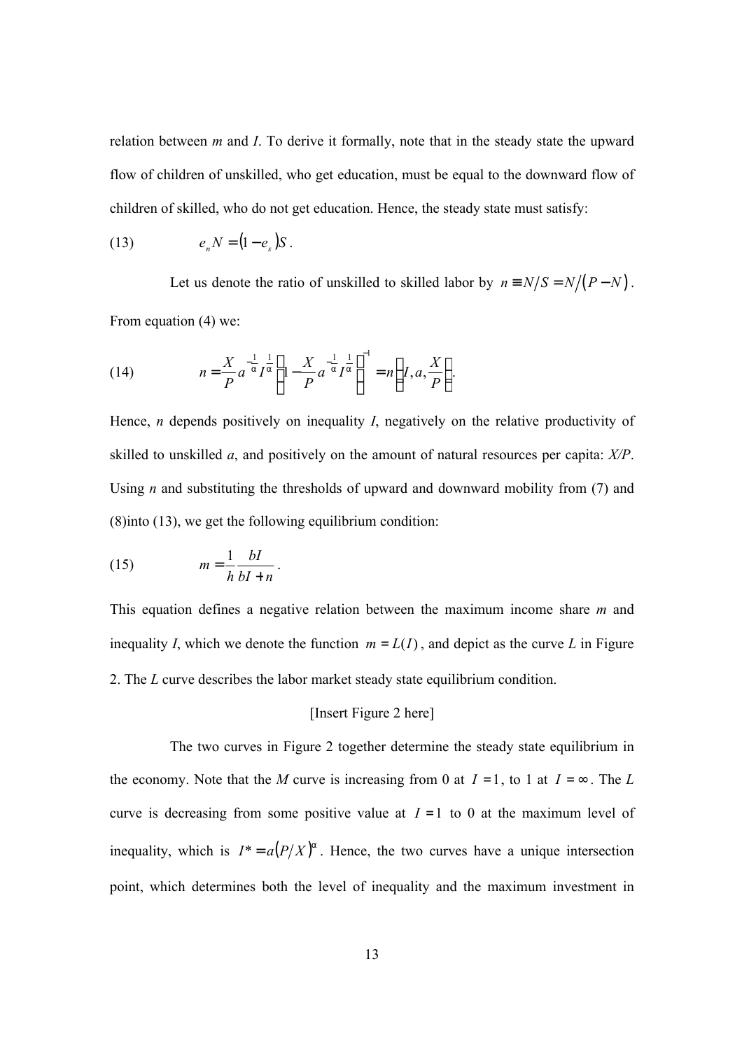relation between $m$ and $I$. To derive it formally, note that in the steady state the upward flow of children of unskilled, who get education, must be equal to the downward flow of children of skilled, who do not get education. Hence, the steady state must satisfy:

$$e_n N = (1 - e_s) S. \tag{13}$$

Let us denote the ratio of unskilled to skilled labor by $n \equiv N/S = N/(P - N)$. From equation (4) we:

$$n = \frac{X}{P} a^{-\frac{1}{\alpha}} I^{\frac{1}{\alpha}} \left(1 - \frac{X}{P} a^{-\frac{1}{\alpha}} I^{\frac{1}{\alpha}}\right)^{-1} = n\left(I, a, \frac{X}{P}\right). \tag{14}$$

Hence, $n$ depends positively on inequality $I$, negatively on the relative productivity of skilled to unskilled $a$, and positively on the amount of natural resources per capita: $X/P$. Using $n$ and substituting the thresholds of upward and downward mobility from (7) and (8)into (13), we get the following equilibrium condition:

$$m = \frac{1}{h} \frac{bI}{bI + n}. \tag{15}$$

This equation defines a negative relation between the maximum income share $m$ and inequality $I$, which we denote the function $m = L(I)$, and depict as the curve $L$ in Figure 2. The $L$ curve describes the labor market steady state equilibrium condition.

[Insert Figure 2 here]

The two curves in Figure 2 together determine the steady state equilibrium in the economy. Note that the $M$ curve is increasing from 0 at $I = 1$, to 1 at $I = \infty$. The $L$ curve is decreasing from some positive value at $I = 1$ to 0 at the maximum level of inequality, which is $I^* = a(P/X)^{\alpha}$. Hence, the two curves have a unique intersection point, which determines both the level of inequality and the maximum investment in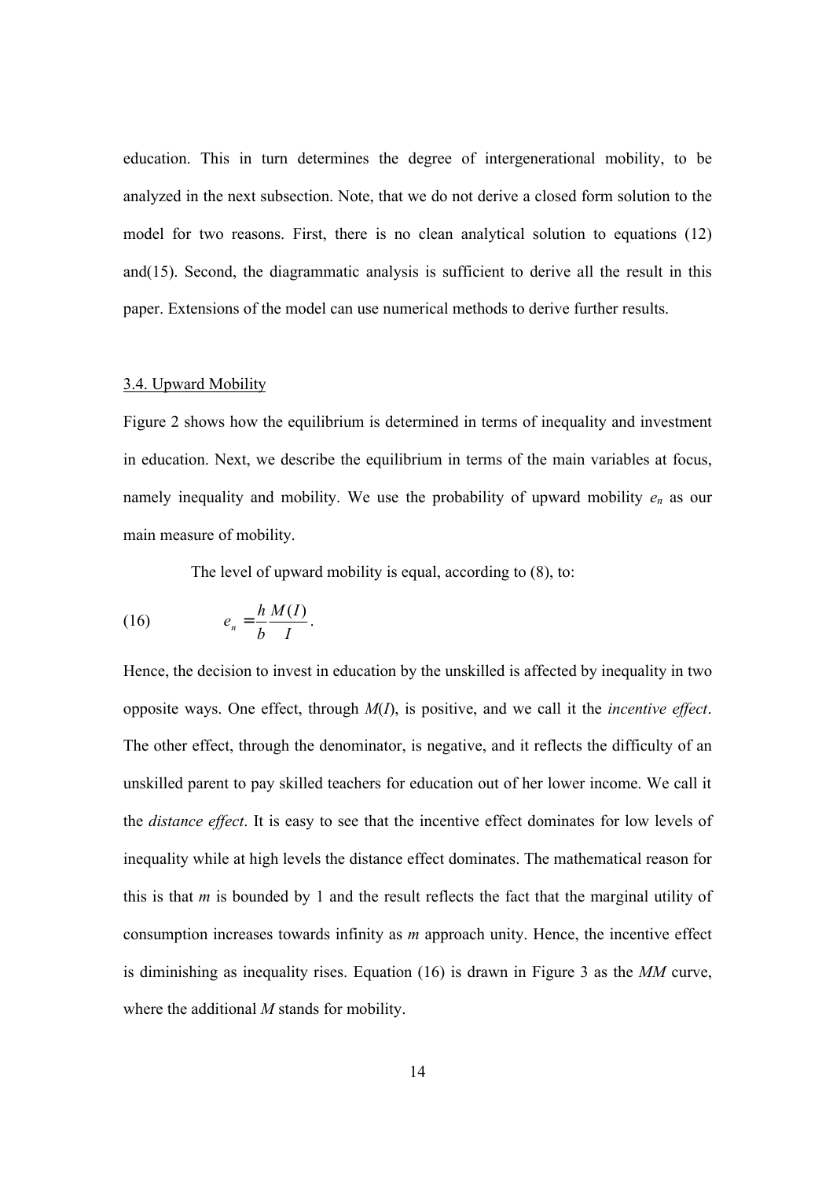education. This in turn determines the degree of intergenerational mobility, to be analyzed in the next subsection. Note, that we do not derive a closed form solution to the model for two reasons. First, there is no clean analytical solution to equations (12) and(15). Second, the diagrammatic analysis is sufficient to derive all the result in this paper. Extensions of the model can use numerical methods to derive further results.

### 3.4. Upward Mobility

Figure 2 shows how the equilibrium is determined in terms of inequality and investment in education. Next, we describe the equilibrium in terms of the main variables at focus, namely inequality and mobility. We use the probability of upward mobility $e_n$ as our main measure of mobility.

The level of upward mobility is equal, according to (8), to:

$$e_n = \frac{h}{b}\frac{M(I)}{I}. \tag{16}$$

Hence, the decision to invest in education by the unskilled is affected by inequality in two opposite ways. One effect, through $M(I)$, is positive, and we call it the *incentive effect*. The other effect, through the denominator, is negative, and it reflects the difficulty of an unskilled parent to pay skilled teachers for education out of her lower income. We call it the *distance effect*. It is easy to see that the incentive effect dominates for low levels of inequality while at high levels the distance effect dominates. The mathematical reason for this is that $m$ is bounded by 1 and the result reflects the fact that the marginal utility of consumption increases towards infinity as $m$ approach unity. Hence, the incentive effect is diminishing as inequality rises. Equation (16) is drawn in Figure 3 as the *MM* curve, where the additional *M* stands for mobility.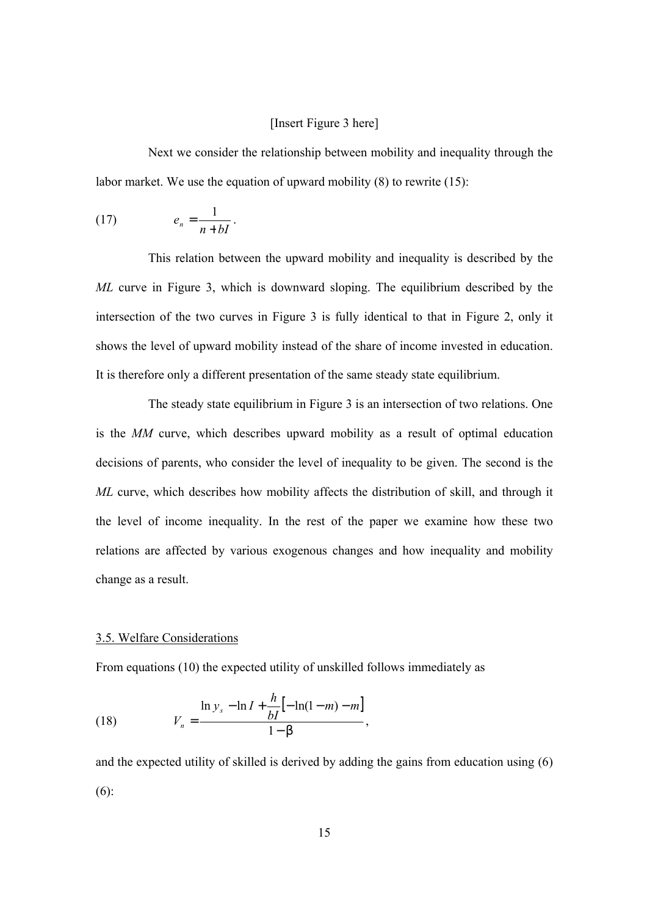[Insert Figure 3 here]

Next we consider the relationship between mobility and inequality through the labor market. We use the equation of upward mobility (8) to rewrite (15):

$$e_n = \frac{1}{n + bI}. \tag{17}$$

This relation between the upward mobility and inequality is described by the *ML* curve in Figure 3, which is downward sloping. The equilibrium described by the intersection of the two curves in Figure 3 is fully identical to that in Figure 2, only it shows the level of upward mobility instead of the share of income invested in education. It is therefore only a different presentation of the same steady state equilibrium.

The steady state equilibrium in Figure 3 is an intersection of two relations. One is the *MM* curve, which describes upward mobility as a result of optimal education decisions of parents, who consider the level of inequality to be given. The second is the *ML* curve, which describes how mobility affects the distribution of skill, and through it the level of income inequality. In the rest of the paper we examine how these two relations are affected by various exogenous changes and how inequality and mobility change as a result.

### 3.5. Welfare Considerations

From equations (10) the expected utility of unskilled follows immediately as

$$V_n = \frac{\ln y_s - \ln I + \frac{h}{bI}\left[-\ln(1-m) - m\right]}{1-\beta}, \tag{18}$$

and the expected utility of skilled is derived by adding the gains from education using (6) (6):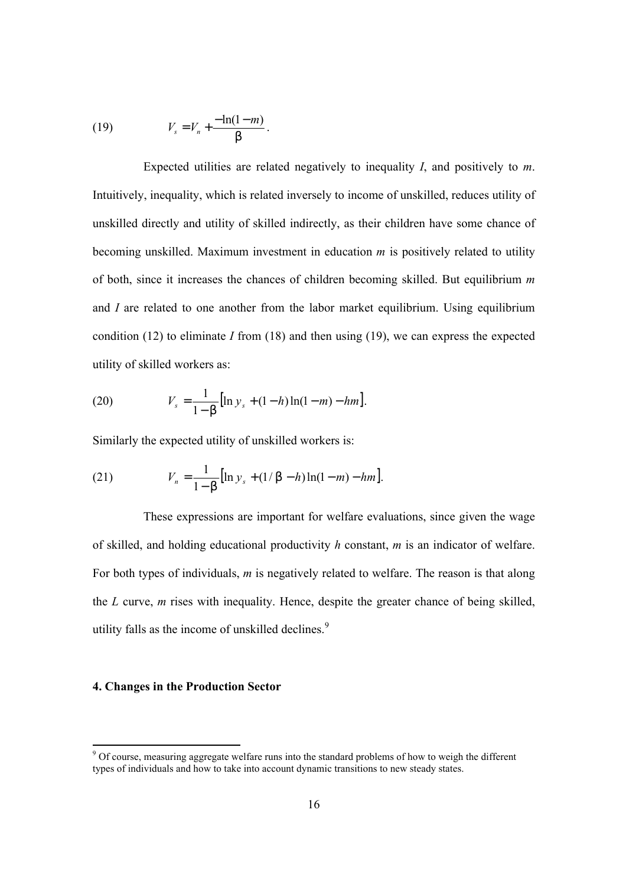$$(19) \qquad V_s = V_n + \frac{-\ln(1-m)}{\beta}.$$

Expected utilities are related negatively to inequality *I*, and positively to *m*. Intuitively, inequality, which is related inversely to income of unskilled, reduces utility of unskilled directly and utility of skilled indirectly, as their children have some chance of becoming unskilled. Maximum investment in education *m* is positively related to utility of both, since it increases the chances of children becoming skilled. But equilibrium *m* and *I* are related to one another from the labor market equilibrium. Using equilibrium condition (12) to eliminate *I* from (18) and then using (19), we can express the expected utility of skilled workers as:

$$(20) \qquad V_s = \frac{1}{1-\beta}\left[\ln y_s + (1-h)\ln(1-m) - hm\right].$$

Similarly the expected utility of unskilled workers is:

$$(21) \qquad V_n = \frac{1}{1-\beta}\left[\ln y_s + (1/\beta - h)\ln(1-m) - hm\right].$$

These expressions are important for welfare evaluations, since given the wage of skilled, and holding educational productivity *h* constant, *m* is an indicator of welfare. For both types of individuals, *m* is negatively related to welfare. The reason is that along the *L* curve, *m* rises with inequality. Hence, despite the greater chance of being skilled, utility falls as the income of unskilled declines.[9]

## 4. Changes in the Production Sector

[9] Of course, measuring aggregate welfare runs into the standard problems of how to weigh the different types of individuals and how to take into account dynamic transitions to new steady states.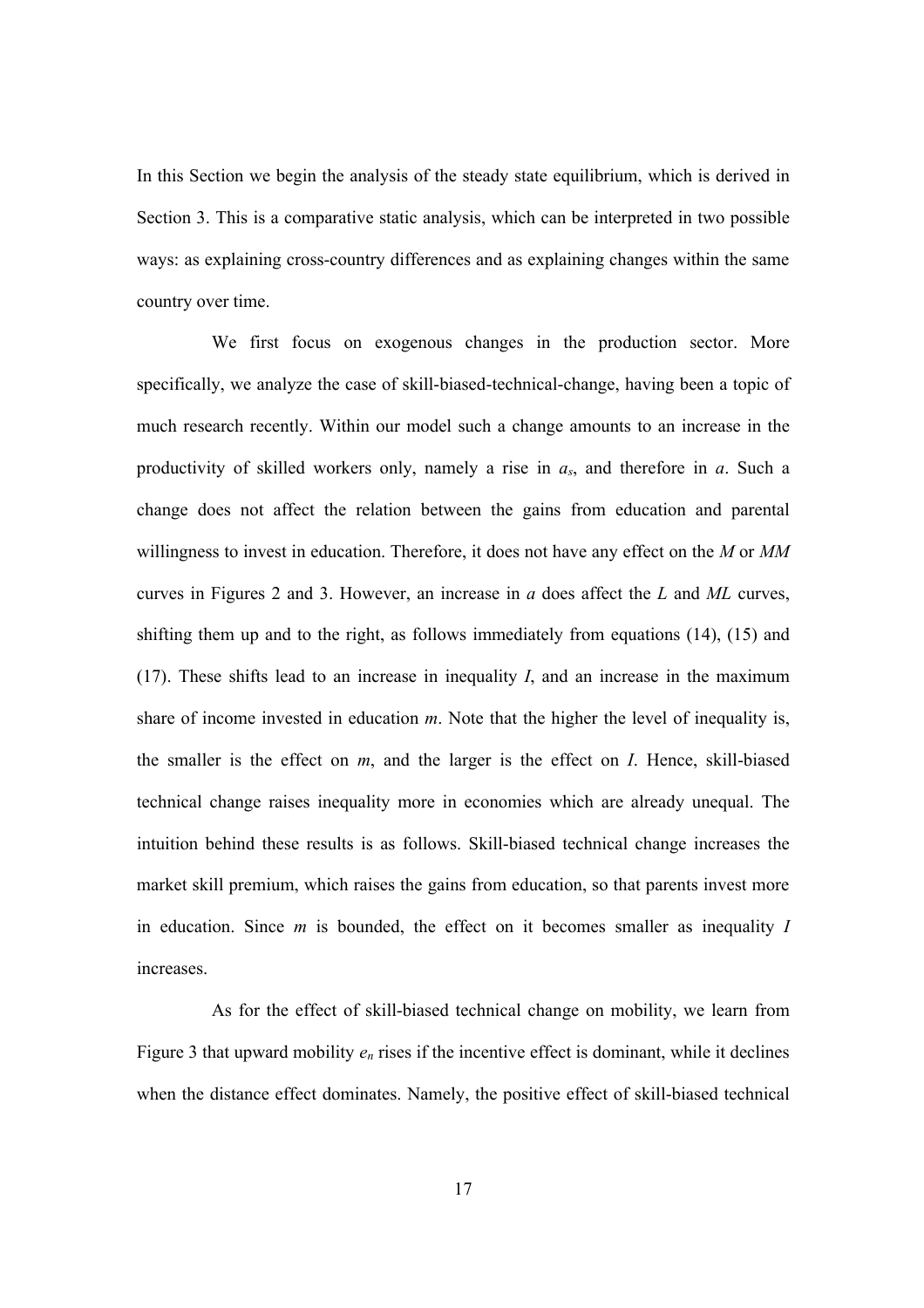In this Section we begin the analysis of the steady state equilibrium, which is derived in Section 3. This is a comparative static analysis, which can be interpreted in two possible ways: as explaining cross-country differences and as explaining changes within the same country over time.

We first focus on exogenous changes in the production sector. More specifically, we analyze the case of skill-biased-technical-change, having been a topic of much research recently. Within our model such a change amounts to an increase in the productivity of skilled workers only, namely a rise in $a_s$, and therefore in $a$. Such a change does not affect the relation between the gains from education and parental willingness to invest in education. Therefore, it does not have any effect on the $M$ or $MM$ curves in Figures 2 and 3. However, an increase in $a$ does affect the $L$ and $ML$ curves, shifting them up and to the right, as follows immediately from equations (14), (15) and (17). These shifts lead to an increase in inequality $I$, and an increase in the maximum share of income invested in education $m$. Note that the higher the level of inequality is, the smaller is the effect on $m$, and the larger is the effect on $I$. Hence, skill-biased technical change raises inequality more in economies which are already unequal. The intuition behind these results is as follows. Skill-biased technical change increases the market skill premium, which raises the gains from education, so that parents invest more in education. Since $m$ is bounded, the effect on it becomes smaller as inequality $I$ increases.

As for the effect of skill-biased technical change on mobility, we learn from Figure 3 that upward mobility $e_n$ rises if the incentive effect is dominant, while it declines when the distance effect dominates. Namely, the positive effect of skill-biased technical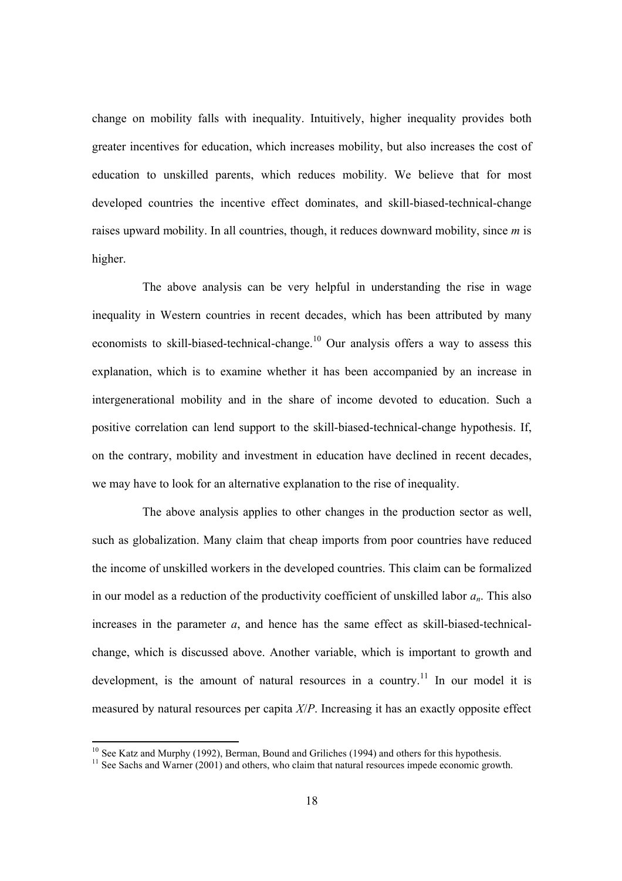change on mobility falls with inequality. Intuitively, higher inequality provides both greater incentives for education, which increases mobility, but also increases the cost of education to unskilled parents, which reduces mobility. We believe that for most developed countries the incentive effect dominates, and skill-biased-technical-change raises upward mobility. In all countries, though, it reduces downward mobility, since $m$ is higher.

The above analysis can be very helpful in understanding the rise in wage inequality in Western countries in recent decades, which has been attributed by many economists to skill-biased-technical-change.[10] Our analysis offers a way to assess this explanation, which is to examine whether it has been accompanied by an increase in intergenerational mobility and in the share of income devoted to education. Such a positive correlation can lend support to the skill-biased-technical-change hypothesis. If, on the contrary, mobility and investment in education have declined in recent decades, we may have to look for an alternative explanation to the rise of inequality.

The above analysis applies to other changes in the production sector as well, such as globalization. Many claim that cheap imports from poor countries have reduced the income of unskilled workers in the developed countries. This claim can be formalized in our model as a reduction of the productivity coefficient of unskilled labor $a_n$. This also increases in the parameter $a$, and hence has the same effect as skill-biased-technical-change, which is discussed above. Another variable, which is important to growth and development, is the amount of natural resources in a country.[11] In our model it is measured by natural resources per capita $X/P$. Increasing it has an exactly opposite effect

---

[10] See Katz and Murphy (1992), Berman, Bound and Griliches (1994) and others for this hypothesis.

[11] See Sachs and Warner (2001) and others, who claim that natural resources impede economic growth.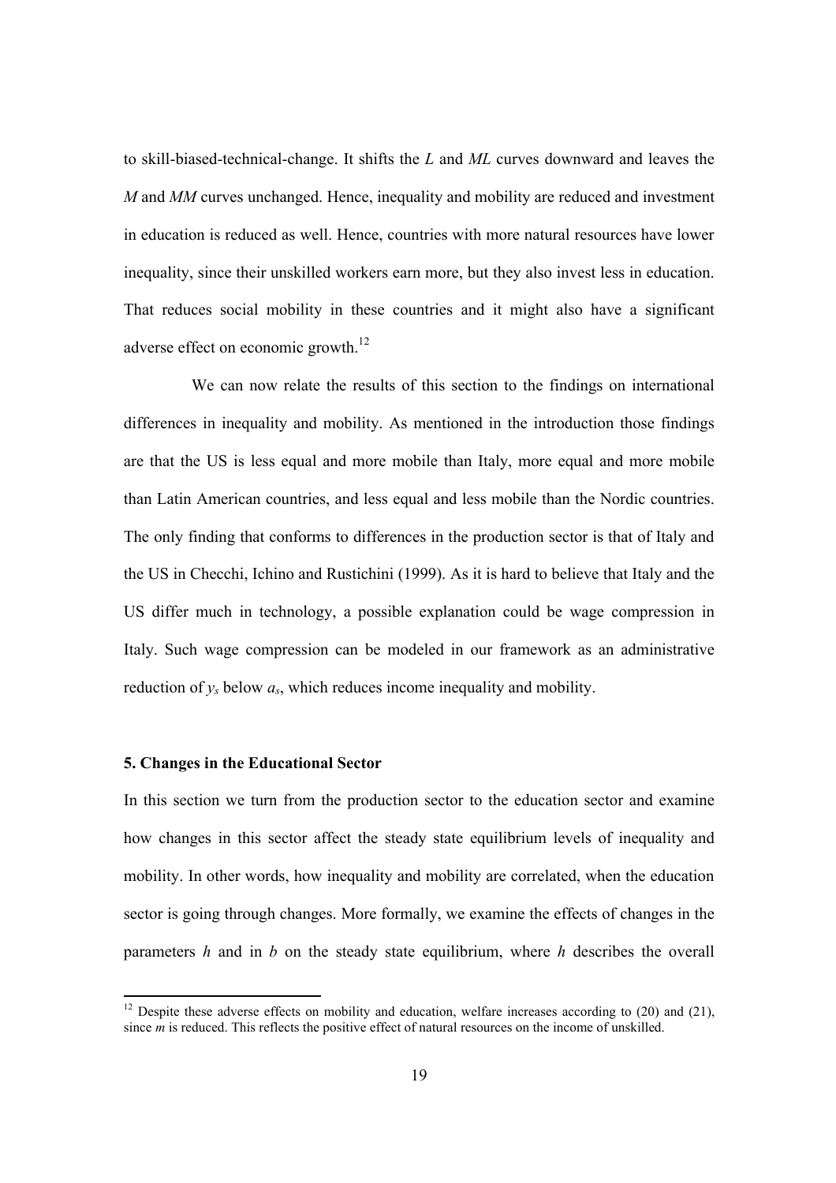to skill-biased-technical-change. It shifts the *L* and *ML* curves downward and leaves the *M* and *MM* curves unchanged. Hence, inequality and mobility are reduced and investment in education is reduced as well. Hence, countries with more natural resources have lower inequality, since their unskilled workers earn more, but they also invest less in education. That reduces social mobility in these countries and it might also have a significant adverse effect on economic growth.[12]

We can now relate the results of this section to the findings on international differences in inequality and mobility. As mentioned in the introduction those findings are that the US is less equal and more mobile than Italy, more equal and more mobile than Latin American countries, and less equal and less mobile than the Nordic countries. The only finding that conforms to differences in the production sector is that of Italy and the US in Checchi, Ichino and Rustichini (1999). As it is hard to believe that Italy and the US differ much in technology, a possible explanation could be wage compression in Italy. Such wage compression can be modeled in our framework as an administrative reduction of $y_s$ below $a_s$, which reduces income inequality and mobility.

### 5. Changes in the Educational Sector

In this section we turn from the production sector to the education sector and examine how changes in this sector affect the steady state equilibrium levels of inequality and mobility. In other words, how inequality and mobility are correlated, when the education sector is going through changes. More formally, we examine the effects of changes in the parameters *h* and in *b* on the steady state equilibrium, where *h* describes the overall

---

[12] Despite these adverse effects on mobility and education, welfare increases according to (20) and (21), since *m* is reduced. This reflects the positive effect of natural resources on the income of unskilled.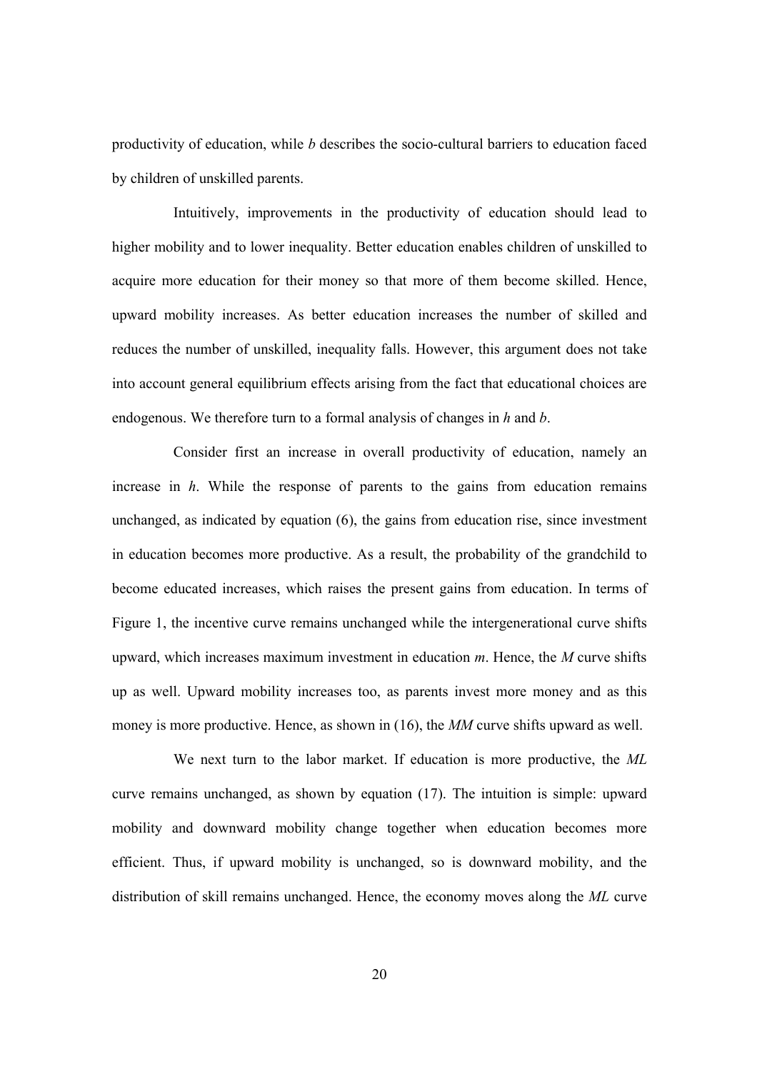productivity of education, while $b$ describes the socio-cultural barriers to education faced by children of unskilled parents.

Intuitively, improvements in the productivity of education should lead to higher mobility and to lower inequality. Better education enables children of unskilled to acquire more education for their money so that more of them become skilled. Hence, upward mobility increases. As better education increases the number of skilled and reduces the number of unskilled, inequality falls. However, this argument does not take into account general equilibrium effects arising from the fact that educational choices are endogenous. We therefore turn to a formal analysis of changes in $h$ and $b$.

Consider first an increase in overall productivity of education, namely an increase in $h$. While the response of parents to the gains from education remains unchanged, as indicated by equation (6), the gains from education rise, since investment in education becomes more productive. As a result, the probability of the grandchild to become educated increases, which raises the present gains from education. In terms of Figure 1, the incentive curve remains unchanged while the intergenerational curve shifts upward, which increases maximum investment in education $m$. Hence, the *M* curve shifts up as well. Upward mobility increases too, as parents invest more money and as this money is more productive. Hence, as shown in (16), the *MM* curve shifts upward as well.

We next turn to the labor market. If education is more productive, the *ML* curve remains unchanged, as shown by equation (17). The intuition is simple: upward mobility and downward mobility change together when education becomes more efficient. Thus, if upward mobility is unchanged, so is downward mobility, and the distribution of skill remains unchanged. Hence, the economy moves along the *ML* curve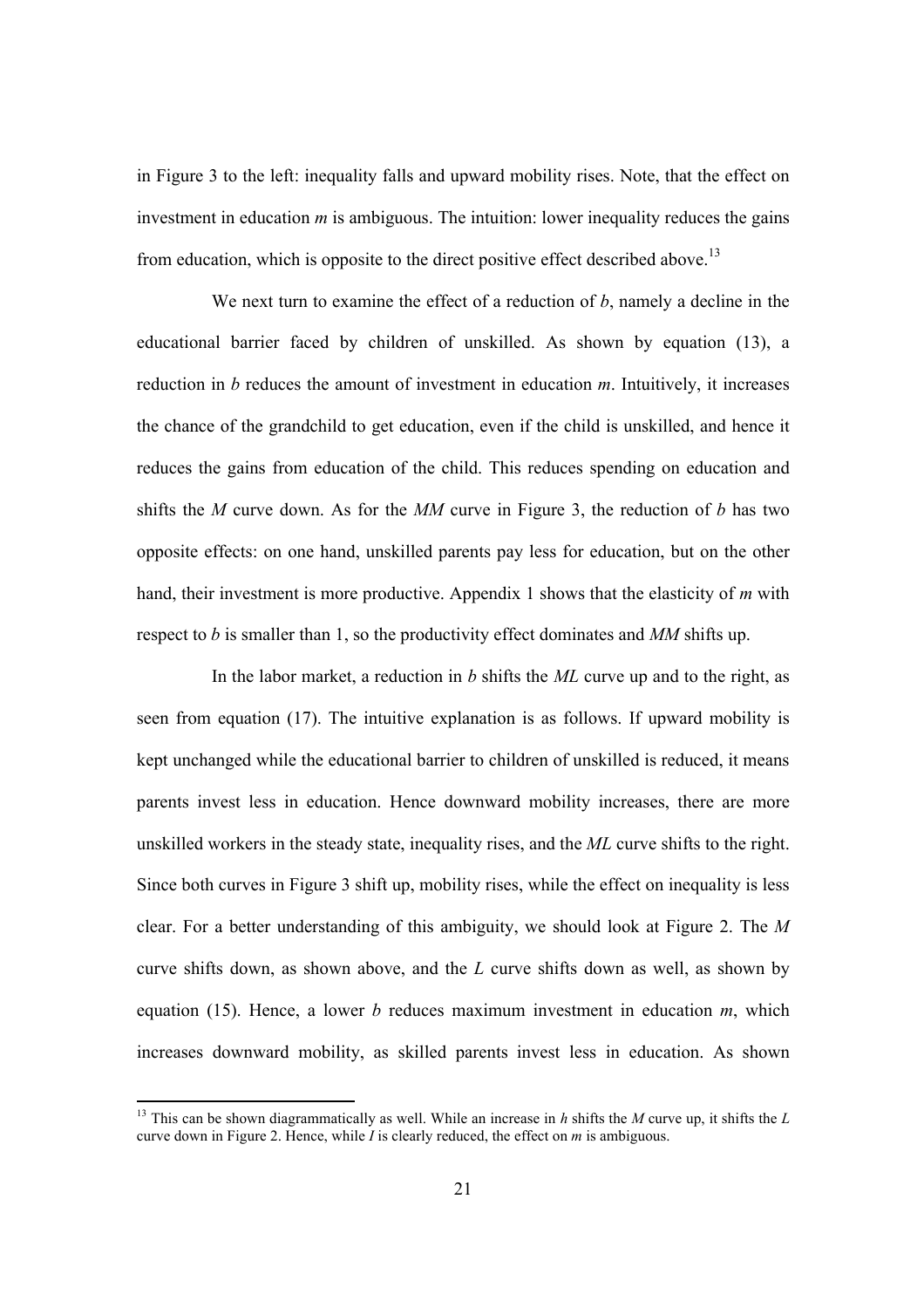in Figure 3 to the left: inequality falls and upward mobility rises. Note, that the effect on investment in education $m$ is ambiguous. The intuition: lower inequality reduces the gains from education, which is opposite to the direct positive effect described above.[13]

We next turn to examine the effect of a reduction of $b$, namely a decline in the educational barrier faced by children of unskilled. As shown by equation (13), a reduction in $b$ reduces the amount of investment in education $m$. Intuitively, it increases the chance of the grandchild to get education, even if the child is unskilled, and hence it reduces the gains from education of the child. This reduces spending on education and shifts the *M* curve down. As for the *MM* curve in Figure 3, the reduction of $b$ has two opposite effects: on one hand, unskilled parents pay less for education, but on the other hand, their investment is more productive. Appendix 1 shows that the elasticity of $m$ with respect to $b$ is smaller than 1, so the productivity effect dominates and *MM* shifts up.

In the labor market, a reduction in $b$ shifts the *ML* curve up and to the right, as seen from equation (17). The intuitive explanation is as follows. If upward mobility is kept unchanged while the educational barrier to children of unskilled is reduced, it means parents invest less in education. Hence downward mobility increases, there are more unskilled workers in the steady state, inequality rises, and the *ML* curve shifts to the right. Since both curves in Figure 3 shift up, mobility rises, while the effect on inequality is less clear. For a better understanding of this ambiguity, we should look at Figure 2. The *M* curve shifts down, as shown above, and the *L* curve shifts down as well, as shown by equation (15). Hence, a lower $b$ reduces maximum investment in education $m$, which increases downward mobility, as skilled parents invest less in education. As shown

---

[13] This can be shown diagrammatically as well. While an increase in $h$ shifts the *M* curve up, it shifts the *L* curve down in Figure 2. Hence, while $I$ is clearly reduced, the effect on $m$ is ambiguous.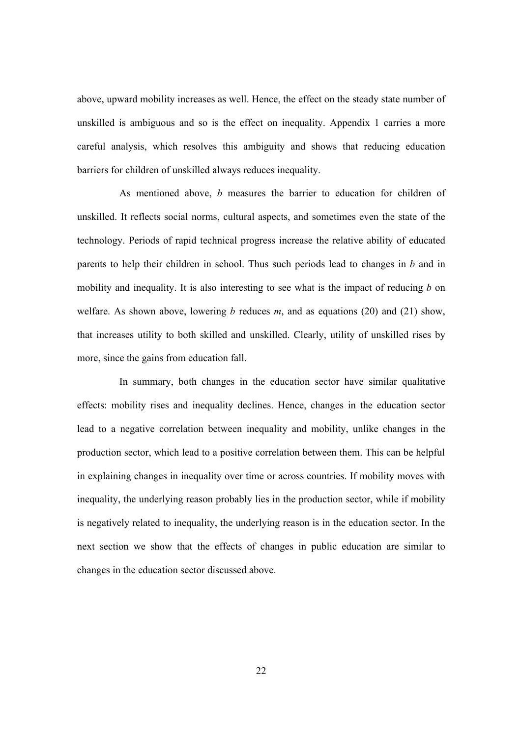above, upward mobility increases as well. Hence, the effect on the steady state number of unskilled is ambiguous and so is the effect on inequality. Appendix 1 carries a more careful analysis, which resolves this ambiguity and shows that reducing education barriers for children of unskilled always reduces inequality.

As mentioned above, $b$ measures the barrier to education for children of unskilled. It reflects social norms, cultural aspects, and sometimes even the state of the technology. Periods of rapid technical progress increase the relative ability of educated parents to help their children in school. Thus such periods lead to changes in $b$ and in mobility and inequality. It is also interesting to see what is the impact of reducing $b$ on welfare. As shown above, lowering $b$ reduces $m$, and as equations (20) and (21) show, that increases utility to both skilled and unskilled. Clearly, utility of unskilled rises by more, since the gains from education fall.

In summary, both changes in the education sector have similar qualitative effects: mobility rises and inequality declines. Hence, changes in the education sector lead to a negative correlation between inequality and mobility, unlike changes in the production sector, which lead to a positive correlation between them. This can be helpful in explaining changes in inequality over time or across countries. If mobility moves with inequality, the underlying reason probably lies in the production sector, while if mobility is negatively related to inequality, the underlying reason is in the education sector. In the next section we show that the effects of changes in public education are similar to changes in the education sector discussed above.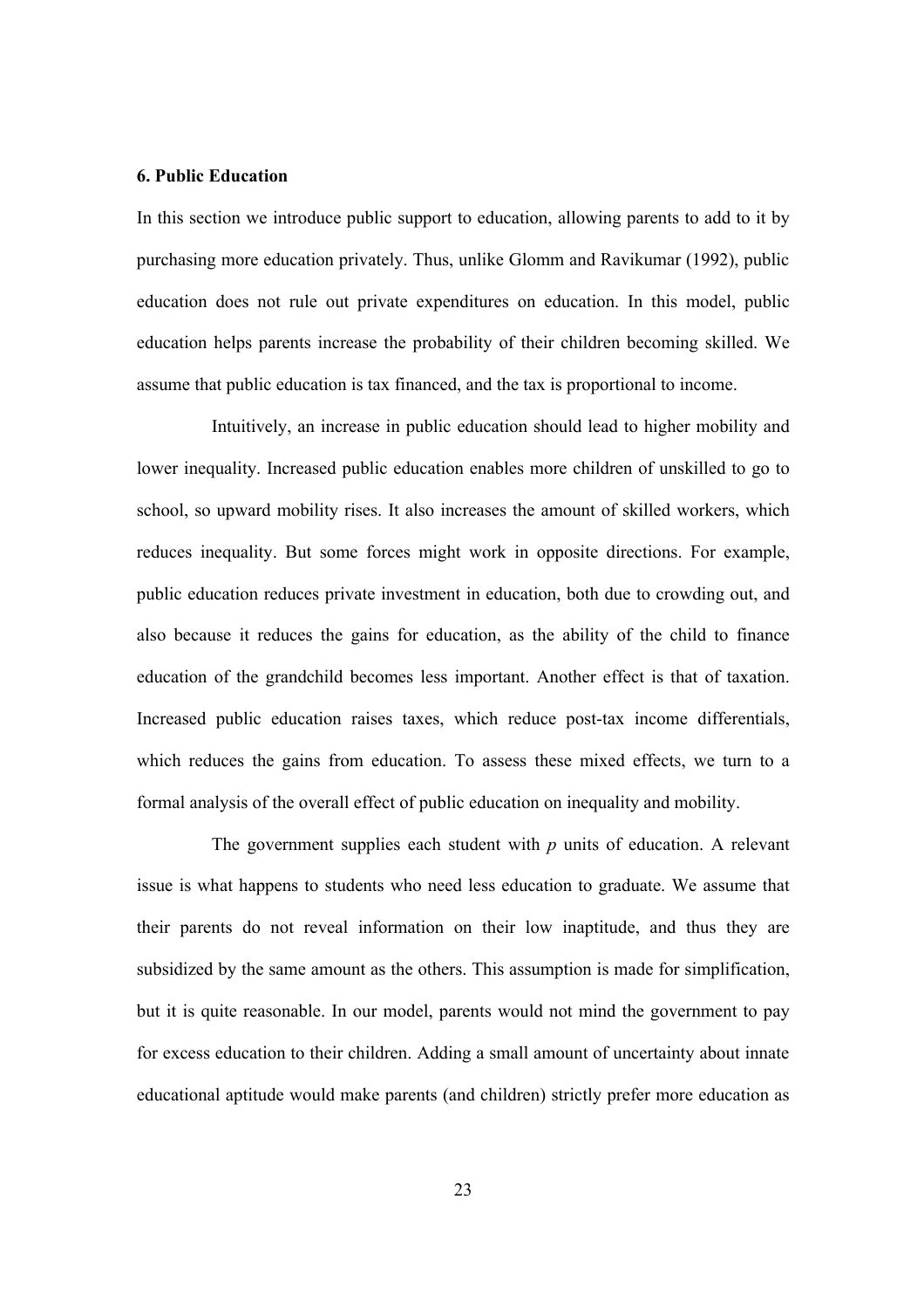### 6. Public Education

In this section we introduce public support to education, allowing parents to add to it by purchasing more education privately. Thus, unlike Glomm and Ravikumar (1992), public education does not rule out private expenditures on education. In this model, public education helps parents increase the probability of their children becoming skilled. We assume that public education is tax financed, and the tax is proportional to income.

Intuitively, an increase in public education should lead to higher mobility and lower inequality. Increased public education enables more children of unskilled to go to school, so upward mobility rises. It also increases the amount of skilled workers, which reduces inequality. But some forces might work in opposite directions. For example, public education reduces private investment in education, both due to crowding out, and also because it reduces the gains for education, as the ability of the child to finance education of the grandchild becomes less important. Another effect is that of taxation. Increased public education raises taxes, which reduce post-tax income differentials, which reduces the gains from education. To assess these mixed effects, we turn to a formal analysis of the overall effect of public education on inequality and mobility.

The government supplies each student with $p$ units of education. A relevant issue is what happens to students who need less education to graduate. We assume that their parents do not reveal information on their low inaptitude, and thus they are subsidized by the same amount as the others. This assumption is made for simplification, but it is quite reasonable. In our model, parents would not mind the government to pay for excess education to their children. Adding a small amount of uncertainty about innate educational aptitude would make parents (and children) strictly prefer more education as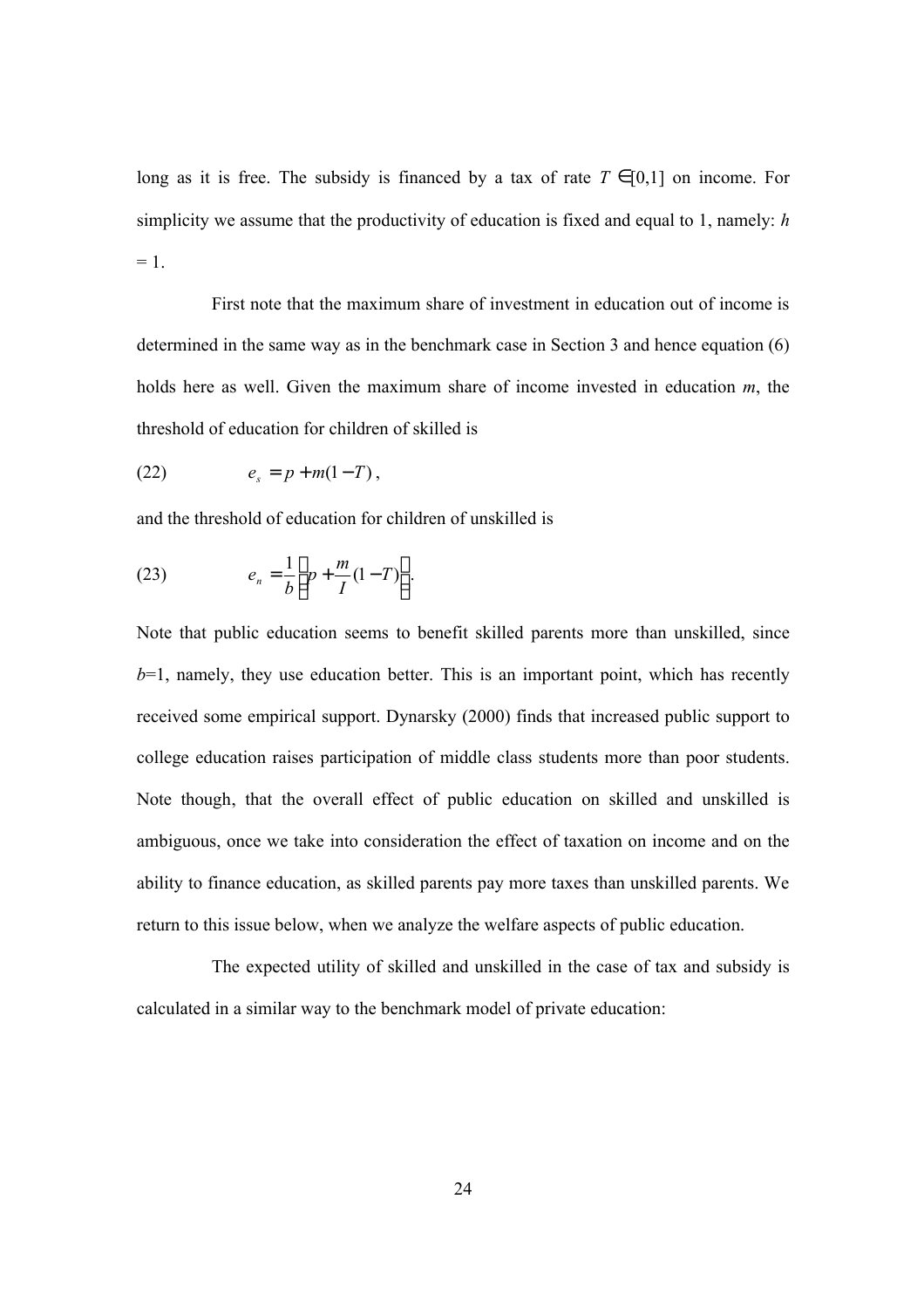long as it is free. The subsidy is financed by a tax of rate $T \in [0,1]$ on income. For simplicity we assume that the productivity of education is fixed and equal to 1, namely: $h = 1$.

First note that the maximum share of investment in education out of income is determined in the same way as in the benchmark case in Section 3 and hence equation (6) holds here as well. Given the maximum share of income invested in education $m$, the threshold of education for children of skilled is

$$e_s = p + m(1-T)\,, \tag{22}$$

and the threshold of education for children of unskilled is

$$e_n = \frac{1}{b}\left[p + \frac{m}{I}(1-T)\right]. \tag{23}$$

Note that public education seems to benefit skilled parents more than unskilled, since $b$=1, namely, they use education better. This is an important point, which has recently received some empirical support. Dynarsky (2000) finds that increased public support to college education raises participation of middle class students more than poor students. Note though, that the overall effect of public education on skilled and unskilled is ambiguous, once we take into consideration the effect of taxation on income and on the ability to finance education, as skilled parents pay more taxes than unskilled parents. We return to this issue below, when we analyze the welfare aspects of public education.

The expected utility of skilled and unskilled in the case of tax and subsidy is calculated in a similar way to the benchmark model of private education: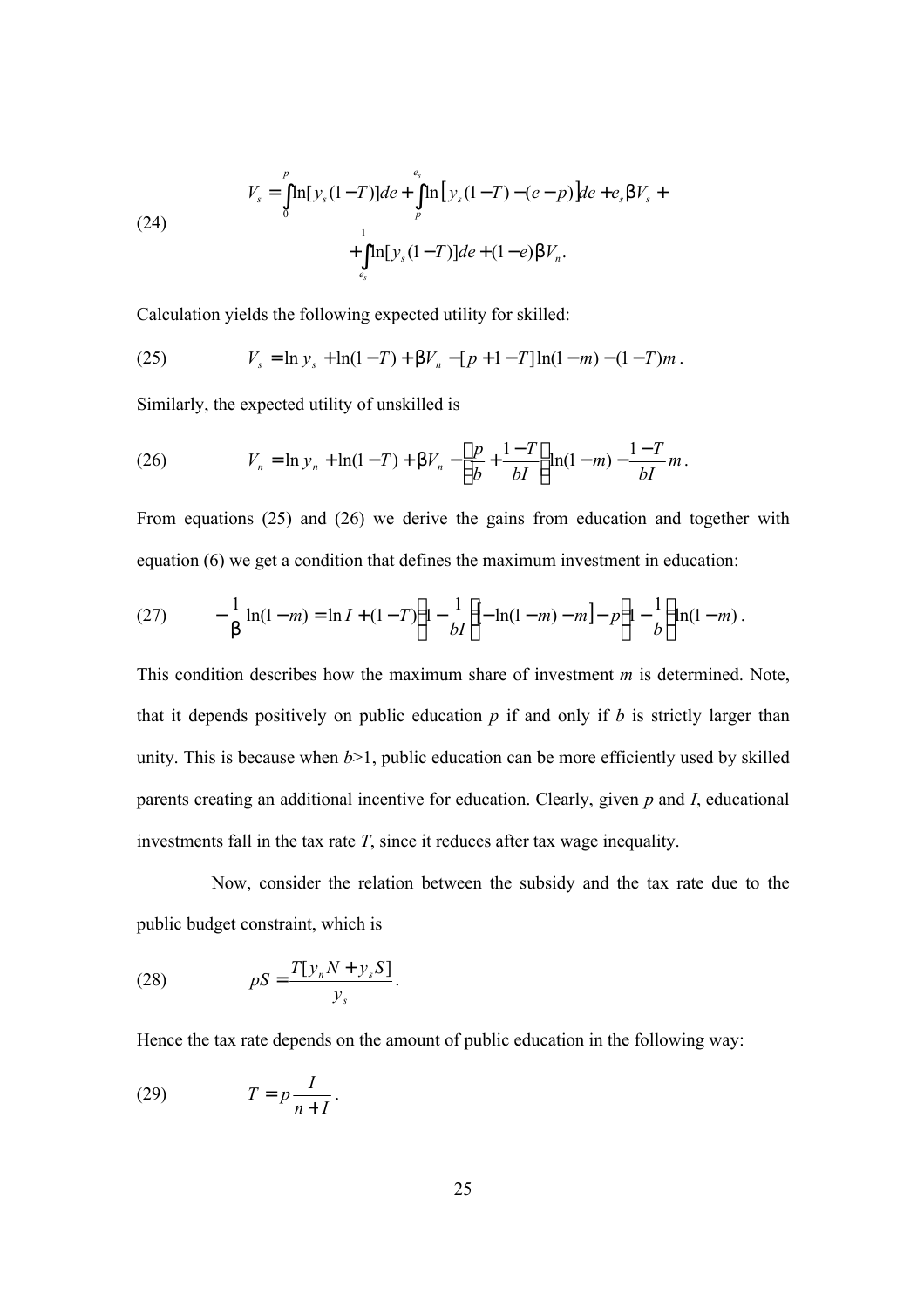$$
(24) \qquad V_s = \int_0^p \ln[y_s(1-T)]de + \int_p^{e_s} \ln\left[y_s(1-T) - (e-p)\right]de + e_s\beta V_s + \\
+ \int_{e_s}^1 \ln[y_s(1-T)]de + (1-e)\beta V_n .
$$

Calculation yields the following expected utility for skilled:

$$
(25) \qquad V_s = \ln y_s + \ln(1-T) + \beta V_n - [p + 1 - T]\ln(1-m) - (1-T)m .
$$

Similarly, the expected utility of unskilled is

$$
(26) \qquad V_n = \ln y_n + \ln(1-T) + \beta V_n - \left(\frac{p}{b} + \frac{1-T}{bI}\right)\ln(1-m) - \frac{1-T}{bI}m .
$$

From equations (25) and (26) we derive the gains from education and together with equation (6) we get a condition that defines the maximum investment in education:

$$
(27) \qquad -\frac{1}{\beta}\ln(1-m) = \ln I + (1-T)\left(1 - \frac{1}{bI}\right)\left[-\ln(1-m) - m\right] - p\left(1 - \frac{1}{b}\right)\ln(1-m) .
$$

This condition describes how the maximum share of investment $m$ is determined. Note, that it depends positively on public education $p$ if and only if $b$ is strictly larger than unity. This is because when $b$>1, public education can be more efficiently used by skilled parents creating an additional incentive for education. Clearly, given $p$ and $I$, educational investments fall in the tax rate $T$, since it reduces after tax wage inequality.

Now, consider the relation between the subsidy and the tax rate due to the public budget constraint, which is

$$
(28) \qquad pS = \frac{T[y_n N + y_s S]}{y_s} .
$$

Hence the tax rate depends on the amount of public education in the following way:

$$
(29) \qquad T = p\frac{I}{n+I} .
$$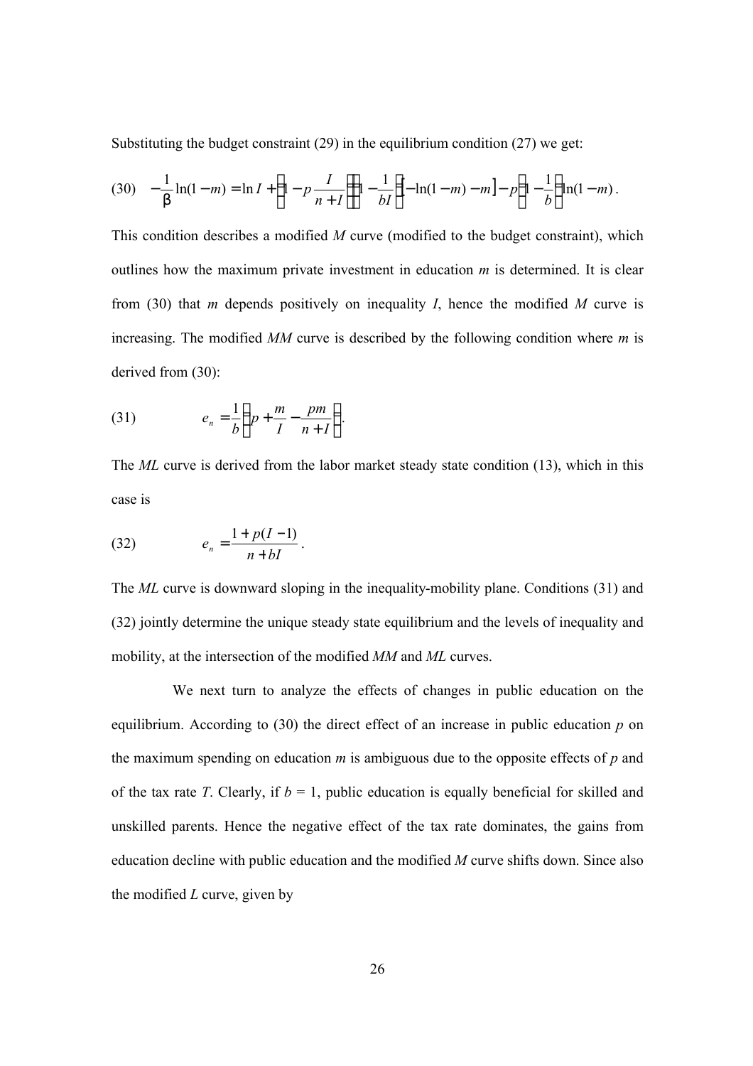Substituting the budget constraint (29) in the equilibrium condition (27) we get:

$$(30) \quad -\frac{1}{\beta}\ln(1-m) = \ln I + \left(1 - p\frac{I}{n+I}\right)\left(1-\frac{1}{bI}\right)\left[-\ln(1-m) - m\right] - p\left(1-\frac{1}{b}\right)\ln(1-m)\,.$$

This condition describes a modified *M* curve (modified to the budget constraint), which outlines how the maximum private investment in education *m* is determined. It is clear from (30) that *m* depends positively on inequality *I*, hence the modified *M* curve is increasing. The modified *MM* curve is described by the following condition where *m* is derived from (30):

$$(31) \qquad e_n = \frac{1}{b}\left(p + \frac{m}{I} - \frac{pm}{n+I}\right).$$

The *ML* curve is derived from the labor market steady state condition (13), which in this case is

$$(32) \qquad e_n = \frac{1 + p(I-1)}{n + bI}\,.$$

The *ML* curve is downward sloping in the inequality-mobility plane. Conditions (31) and (32) jointly determine the unique steady state equilibrium and the levels of inequality and mobility, at the intersection of the modified *MM* and *ML* curves.

We next turn to analyze the effects of changes in public education on the equilibrium. According to (30) the direct effect of an increase in public education *p* on the maximum spending on education *m* is ambiguous due to the opposite effects of *p* and of the tax rate *T*. Clearly, if $b = 1$, public education is equally beneficial for skilled and unskilled parents. Hence the negative effect of the tax rate dominates, the gains from education decline with public education and the modified *M* curve shifts down. Since also the modified *L* curve, given by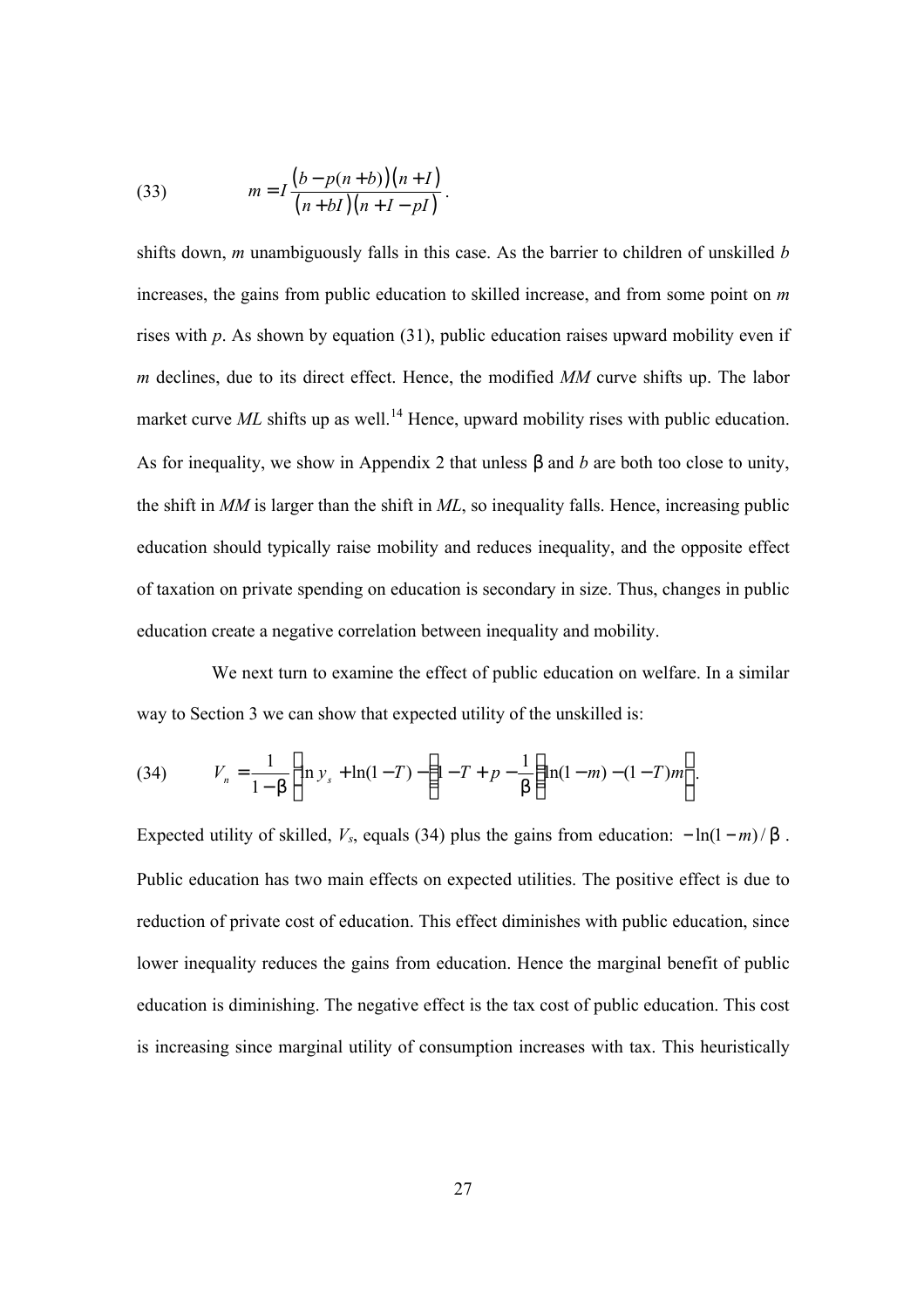$$(33) \qquad m = I\frac{\left(b - p(n+b)\right)\left(n+I\right)}{\left(n+bI\right)\left(n+I-pI\right)}.$$

shifts down, $m$ unambiguously falls in this case. As the barrier to children of unskilled $b$ increases, the gains from public education to skilled increase, and from some point on $m$ rises with $p$. As shown by equation (31), public education raises upward mobility even if $m$ declines, due to its direct effect. Hence, the modified *MM* curve shifts up. The labor market curve *ML* shifts up as well.[14] Hence, upward mobility rises with public education. As for inequality, we show in Appendix 2 that unless β and $b$ are both too close to unity, the shift in *MM* is larger than the shift in *ML*, so inequality falls. Hence, increasing public education should typically raise mobility and reduces inequality, and the opposite effect of taxation on private spending on education is secondary in size. Thus, changes in public education create a negative correlation between inequality and mobility.

We next turn to examine the effect of public education on welfare. In a similar way to Section 3 we can show that expected utility of the unskilled is:

$$(34) \qquad V_n = \frac{1}{1-\beta}\left[\ln y_s + \ln(1-T) - \left(1 - T + p - \frac{1}{\beta}\right)\ln(1-m) - (1-T)m\right].$$

Expected utility of skilled, $V_s$, equals (34) plus the gains from education: $-\ln(1-m)/\beta$. Public education has two main effects on expected utilities. The positive effect is due to reduction of private cost of education. This effect diminishes with public education, since lower inequality reduces the gains from education. Hence the marginal benefit of public education is diminishing. The negative effect is the tax cost of public education. This cost is increasing since marginal utility of consumption increases with tax. This heuristically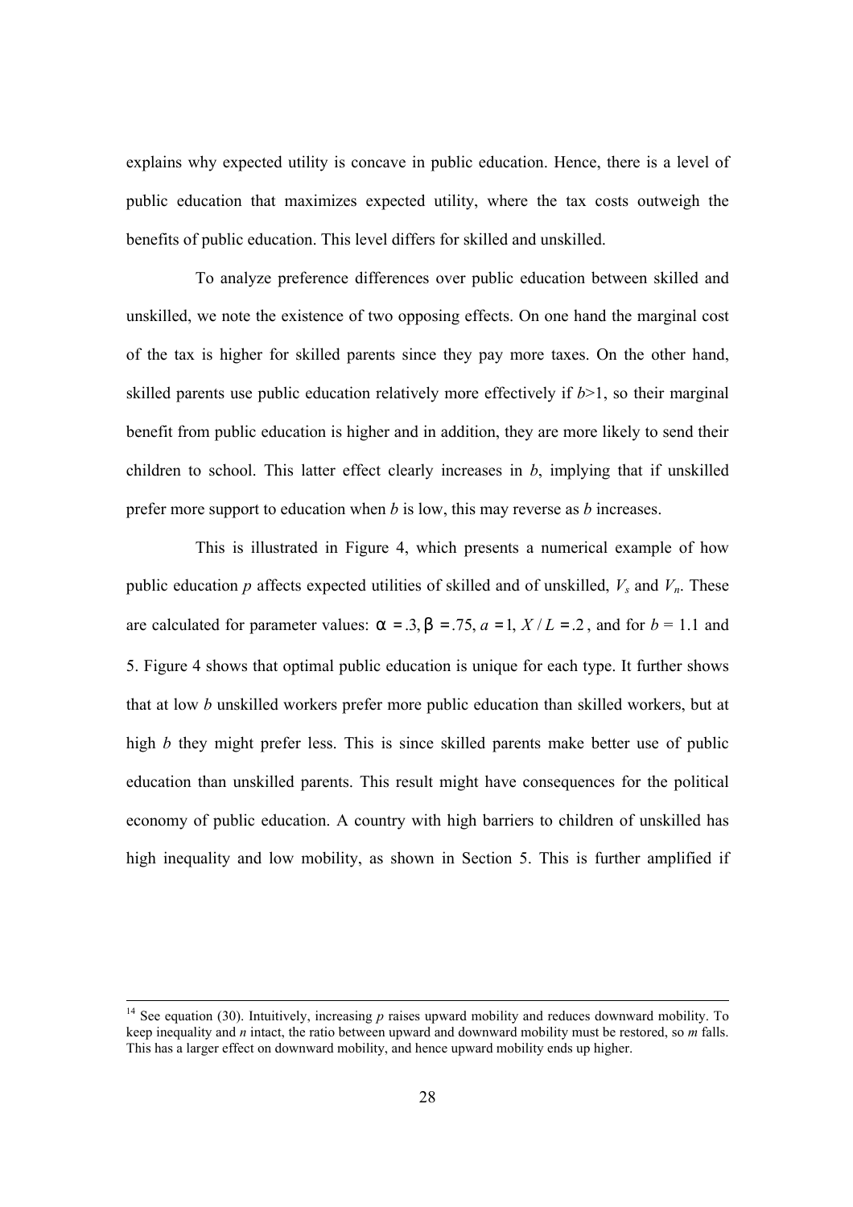explains why expected utility is concave in public education. Hence, there is a level of public education that maximizes expected utility, where the tax costs outweigh the benefits of public education. This level differs for skilled and unskilled.

To analyze preference differences over public education between skilled and unskilled, we note the existence of two opposing effects. On one hand the marginal cost of the tax is higher for skilled parents since they pay more taxes. On the other hand, skilled parents use public education relatively more effectively if $b>1$, so their marginal benefit from public education is higher and in addition, they are more likely to send their children to school. This latter effect clearly increases in $b$, implying that if unskilled prefer more support to education when $b$ is low, this may reverse as $b$ increases.

This is illustrated in Figure 4, which presents a numerical example of how public education $p$ affects expected utilities of skilled and of unskilled, $V_s$ and $V_n$. These are calculated for parameter values: $\alpha = .3, \beta = .75, a = 1, X/L = .2$, and for $b$ = 1.1 and 5. Figure 4 shows that optimal public education is unique for each type. It further shows that at low $b$ unskilled workers prefer more public education than skilled workers, but at high $b$ they might prefer less. This is since skilled parents make better use of public education than unskilled parents. This result might have consequences for the political economy of public education. A country with high barriers to children of unskilled has high inequality and low mobility, as shown in Section 5. This is further amplified if

[14] See equation (30). Intuitively, increasing $p$ raises upward mobility and reduces downward mobility. To keep inequality and $n$ intact, the ratio between upward and downward mobility must be restored, so $m$ falls. This has a larger effect on downward mobility, and hence upward mobility ends up higher.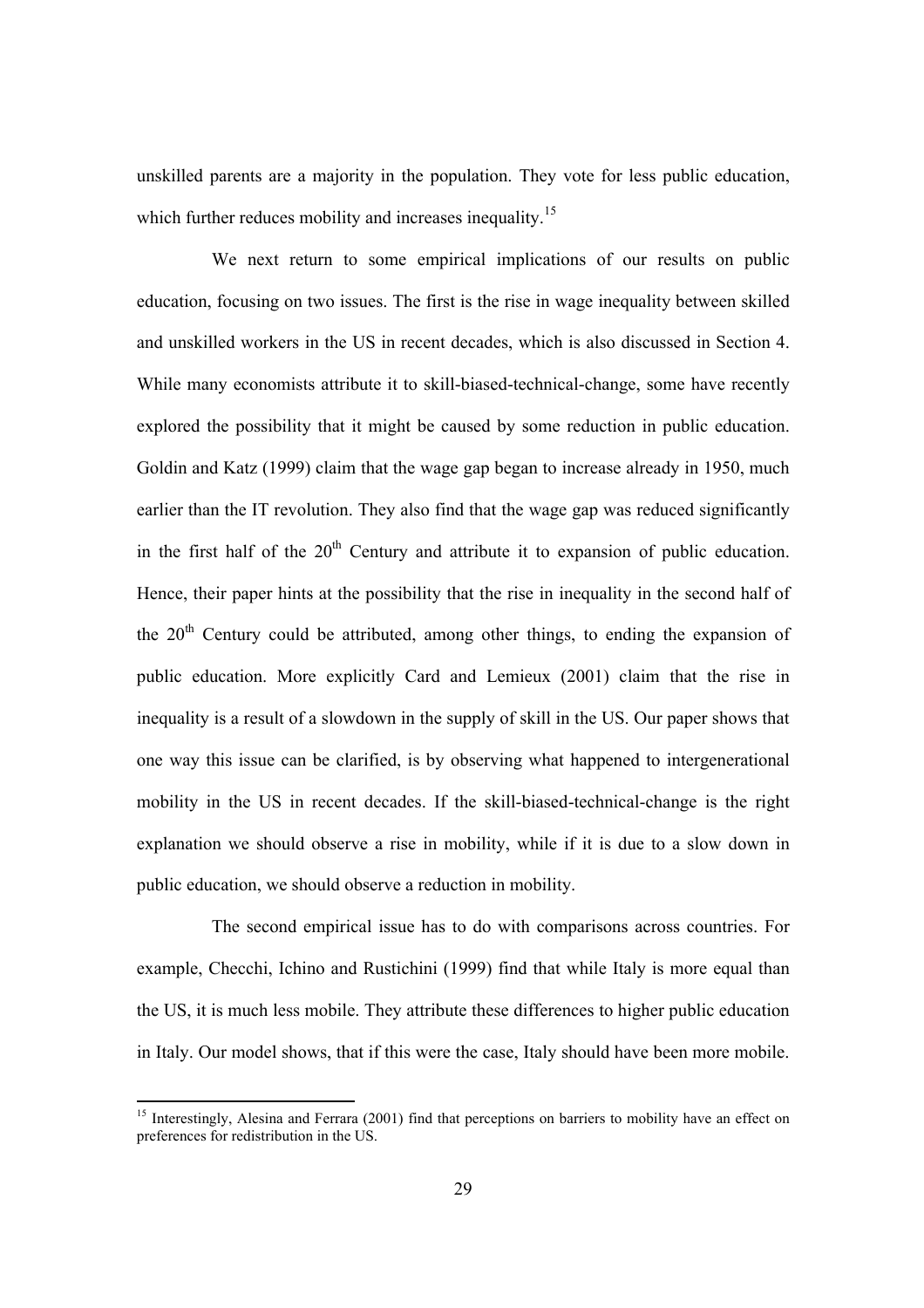unskilled parents are a majority in the population. They vote for less public education, which further reduces mobility and increases inequality.[15]

We next return to some empirical implications of our results on public education, focusing on two issues. The first is the rise in wage inequality between skilled and unskilled workers in the US in recent decades, which is also discussed in Section 4. While many economists attribute it to skill-biased-technical-change, some have recently explored the possibility that it might be caused by some reduction in public education. Goldin and Katz (1999) claim that the wage gap began to increase already in 1950, much earlier than the IT revolution. They also find that the wage gap was reduced significantly in the first half of the 20th Century and attribute it to expansion of public education. Hence, their paper hints at the possibility that the rise in inequality in the second half of the 20th Century could be attributed, among other things, to ending the expansion of public education. More explicitly Card and Lemieux (2001) claim that the rise in inequality is a result of a slowdown in the supply of skill in the US. Our paper shows that one way this issue can be clarified, is by observing what happened to intergenerational mobility in the US in recent decades. If the skill-biased-technical-change is the right explanation we should observe a rise in mobility, while if it is due to a slow down in public education, we should observe a reduction in mobility.

The second empirical issue has to do with comparisons across countries. For example, Checchi, Ichino and Rustichini (1999) find that while Italy is more equal than the US, it is much less mobile. They attribute these differences to higher public education in Italy. Our model shows, that if this were the case, Italy should have been more mobile.

[15] Interestingly, Alesina and Ferrara (2001) find that perceptions on barriers to mobility have an effect on preferences for redistribution in the US.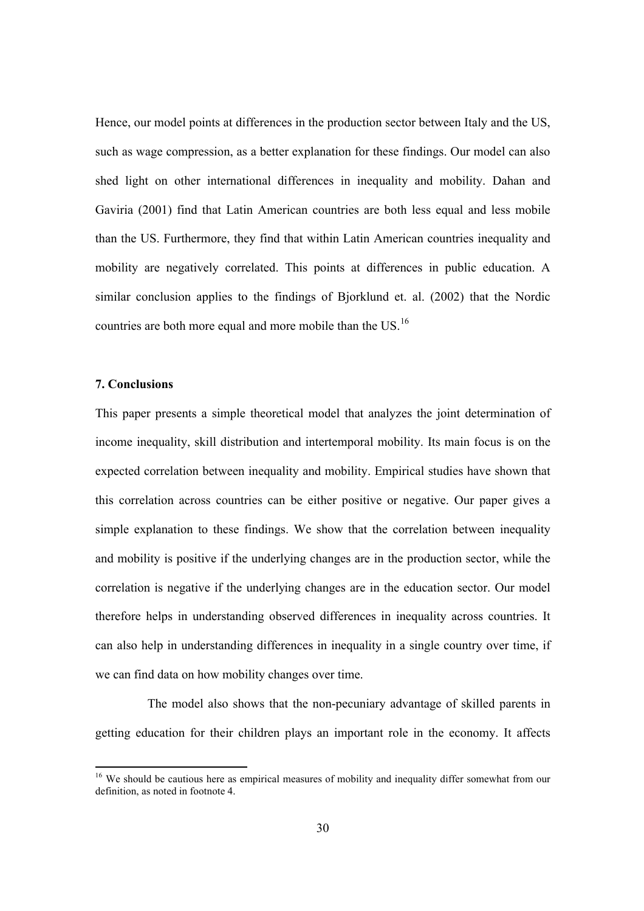Hence, our model points at differences in the production sector between Italy and the US, such as wage compression, as a better explanation for these findings. Our model can also shed light on other international differences in inequality and mobility. Dahan and Gaviria (2001) find that Latin American countries are both less equal and less mobile than the US. Furthermore, they find that within Latin American countries inequality and mobility are negatively correlated. This points at differences in public education. A similar conclusion applies to the findings of Bjorklund et. al. (2002) that the Nordic countries are both more equal and more mobile than the US.[16]

## 7. Conclusions

This paper presents a simple theoretical model that analyzes the joint determination of income inequality, skill distribution and intertemporal mobility. Its main focus is on the expected correlation between inequality and mobility. Empirical studies have shown that this correlation across countries can be either positive or negative. Our paper gives a simple explanation to these findings. We show that the correlation between inequality and mobility is positive if the underlying changes are in the production sector, while the correlation is negative if the underlying changes are in the education sector. Our model therefore helps in understanding observed differences in inequality across countries. It can also help in understanding differences in inequality in a single country over time, if we can find data on how mobility changes over time.

The model also shows that the non-pecuniary advantage of skilled parents in getting education for their children plays an important role in the economy. It affects

---

[16] We should be cautious here as empirical measures of mobility and inequality differ somewhat from our definition, as noted in footnote 4.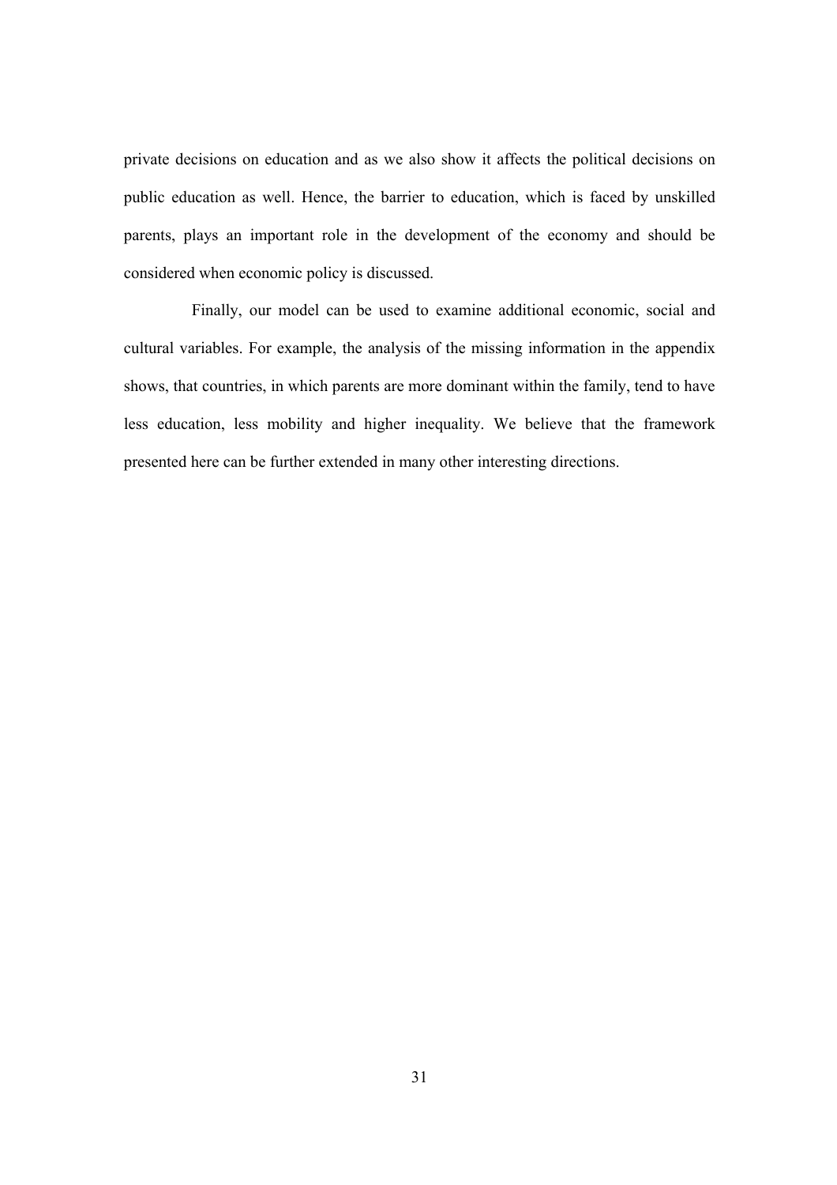private decisions on education and as we also show it affects the political decisions on public education as well. Hence, the barrier to education, which is faced by unskilled parents, plays an important role in the development of the economy and should be considered when economic policy is discussed.

Finally, our model can be used to examine additional economic, social and cultural variables. For example, the analysis of the missing information in the appendix shows, that countries, in which parents are more dominant within the family, tend to have less education, less mobility and higher inequality. We believe that the framework presented here can be further extended in many other interesting directions.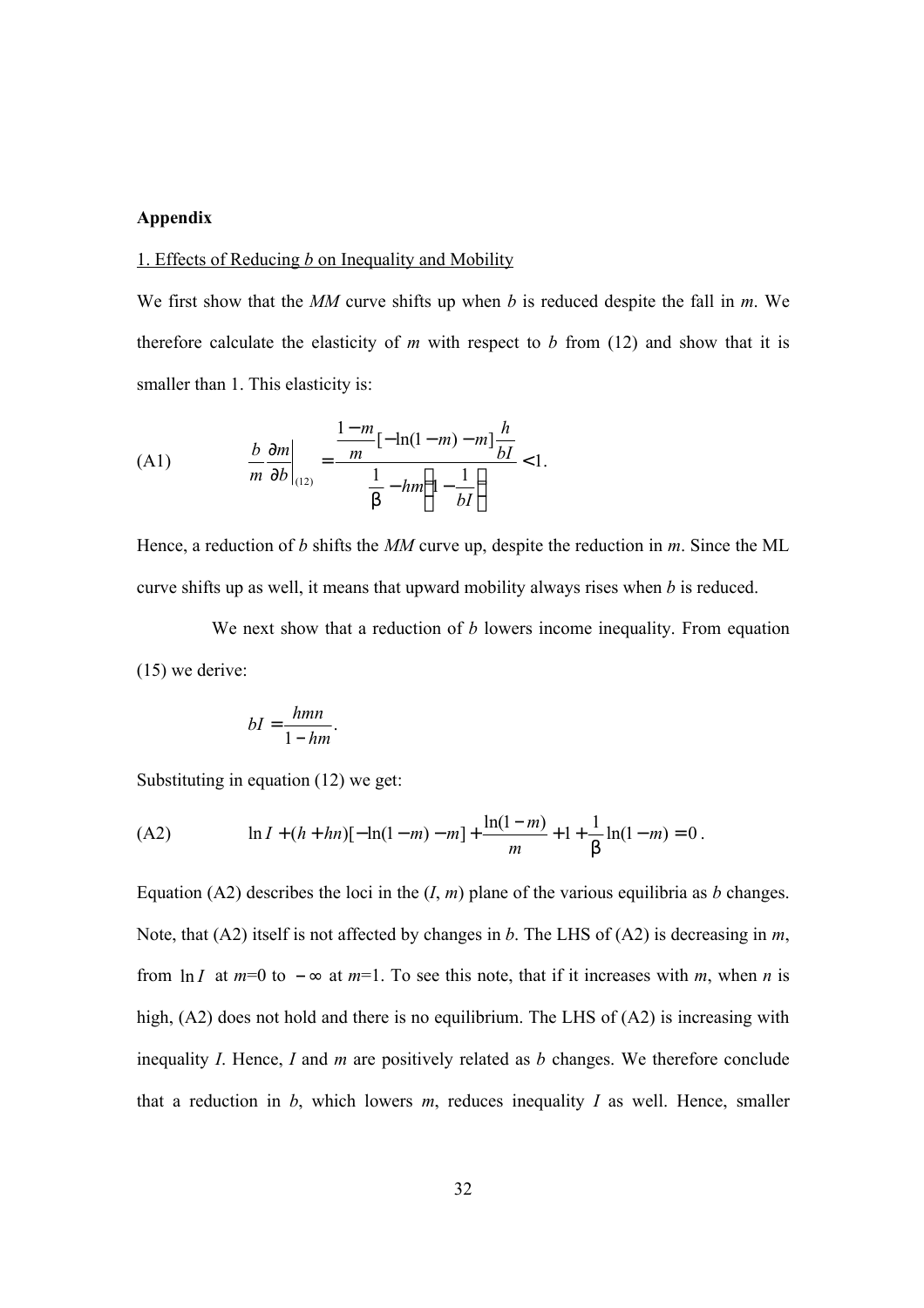**Appendix**

1. Effects of Reducing $b$ on Inequality and Mobility

We first show that the *MM* curve shifts up when $b$ is reduced despite the fall in $m$. We therefore calculate the elasticity of $m$ with respect to $b$ from (12) and show that it is smaller than 1. This elasticity is:

$$\text{(A1)} \qquad \frac{b}{m}\frac{\partial m}{\partial b}\bigg|_{(12)} = \frac{\frac{1-m}{m}[-\ln(1-m)-m]\frac{h}{bI}}{\frac{1}{\beta} - hm\left(1-\frac{1}{bI}\right)} < 1.$$

Hence, a reduction of $b$ shifts the *MM* curve up, despite the reduction in $m$. Since the ML curve shifts up as well, it means that upward mobility always rises when $b$ is reduced.

We next show that a reduction of $b$ lowers income inequality. From equation (15) we derive:

$$bI = \frac{hmn}{1-hm}.$$

Substituting in equation (12) we get:

$$\text{(A2)} \qquad \ln I + (h+hn)[-\ln(1-m)-m] + \frac{\ln(1-m)}{m} + 1 + \frac{1}{\beta}\ln(1-m) = 0.$$

Equation (A2) describes the loci in the ($I$, $m$) plane of the various equilibria as $b$ changes. Note, that (A2) itself is not affected by changes in $b$. The LHS of (A2) is decreasing in $m$, from $\ln I$ at $m$=0 to $-\infty$ at $m$=1. To see this note, that if it increases with $m$, when $n$ is high, (A2) does not hold and there is no equilibrium. The LHS of (A2) is increasing with inequality $I$. Hence, $I$ and $m$ are positively related as $b$ changes. We therefore conclude that a reduction in $b$, which lowers $m$, reduces inequality $I$ as well. Hence, smaller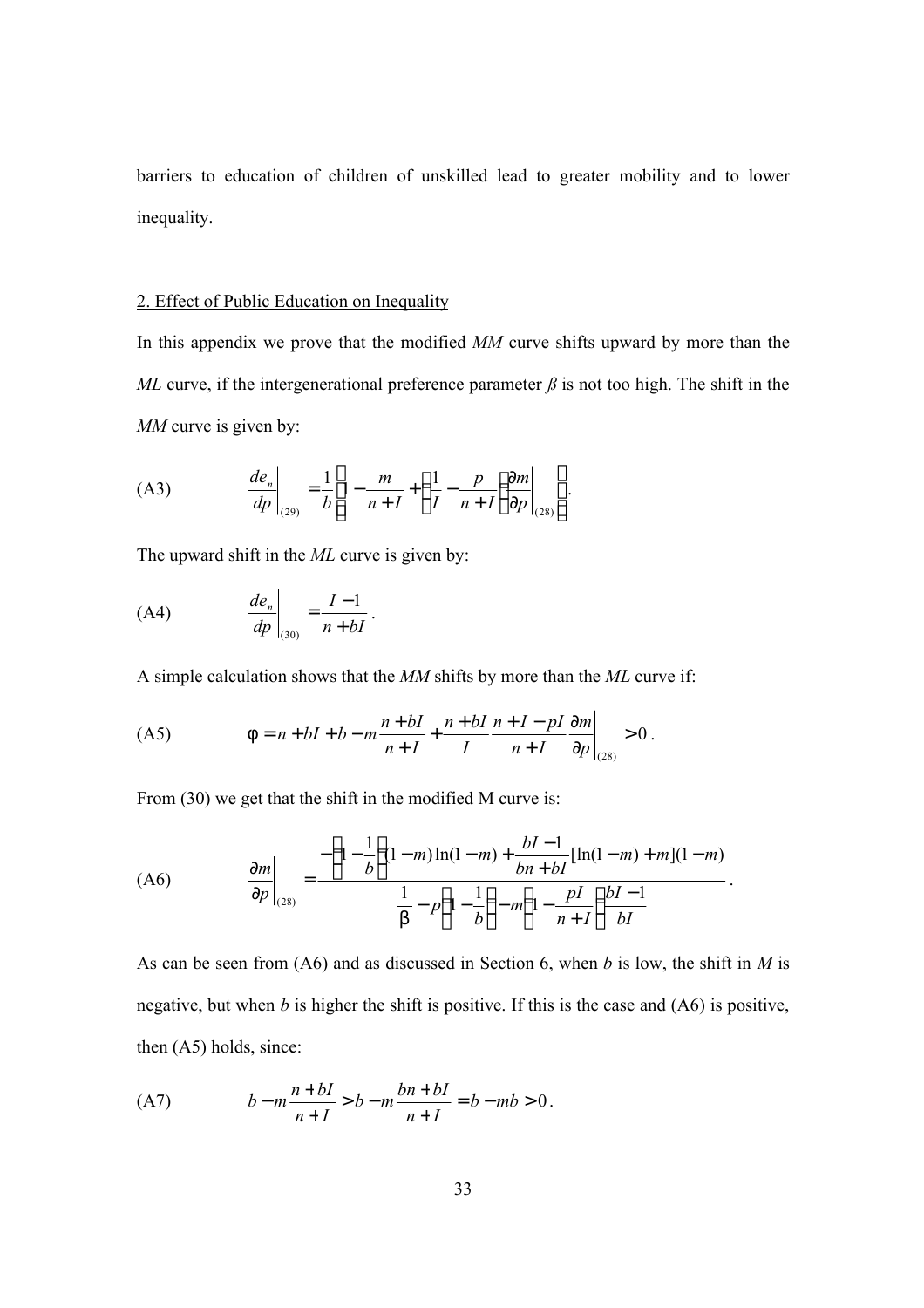barriers to education of children of unskilled lead to greater mobility and to lower inequality.

2. Effect of Public Education on Inequality

In this appendix we prove that the modified *MM* curve shifts upward by more than the *ML* curve, if the intergenerational preference parameter *β* is not too high. The shift in the *MM* curve is given by:

$$\text{(A3)} \qquad \left.\frac{de_n}{dp}\right|_{(29)} = \frac{1}{b}\left[1 - \frac{m}{n+I} + \left(\frac{1}{I} - \frac{p}{n+I}\right)\left.\frac{\partial m}{\partial p}\right|_{(28)}\right].$$

The upward shift in the *ML* curve is given by:

$$\text{(A4)} \qquad \left.\frac{de_n}{dp}\right|_{(30)} = \frac{I-1}{n+bI}.$$

A simple calculation shows that the *MM* shifts by more than the *ML* curve if:

$$\text{(A5)} \qquad \phi = n + bI + b - m\frac{n+bI}{n+I} + \frac{n+bI}{I}\frac{n+I-pI}{n+I}\left.\frac{\partial m}{\partial p}\right|_{(28)} > 0.$$

From (30) we get that the shift in the modified M curve is:

$$\text{(A6)} \qquad \left.\frac{\partial m}{\partial p}\right|_{(28)} = \frac{-\left(1-\frac{1}{b}\right)(1-m)\ln(1-m) + \frac{bI-1}{bn+bI}[\ln(1-m)+m](1-m)}{\frac{1}{\beta} - p\left(1-\frac{1}{b}\right) - m\left(1 - \frac{pI}{n+I}\right)\frac{bI-1}{bI}}.$$

As can be seen from (A6) and as discussed in Section 6, when *b* is low, the shift in *M* is negative, but when *b* is higher the shift is positive. If this is the case and (A6) is positive, then (A5) holds, since:

$$\text{(A7)} \qquad b - m\frac{n+bI}{n+I} > b - m\frac{bn+bI}{n+I} = b - mb > 0.$$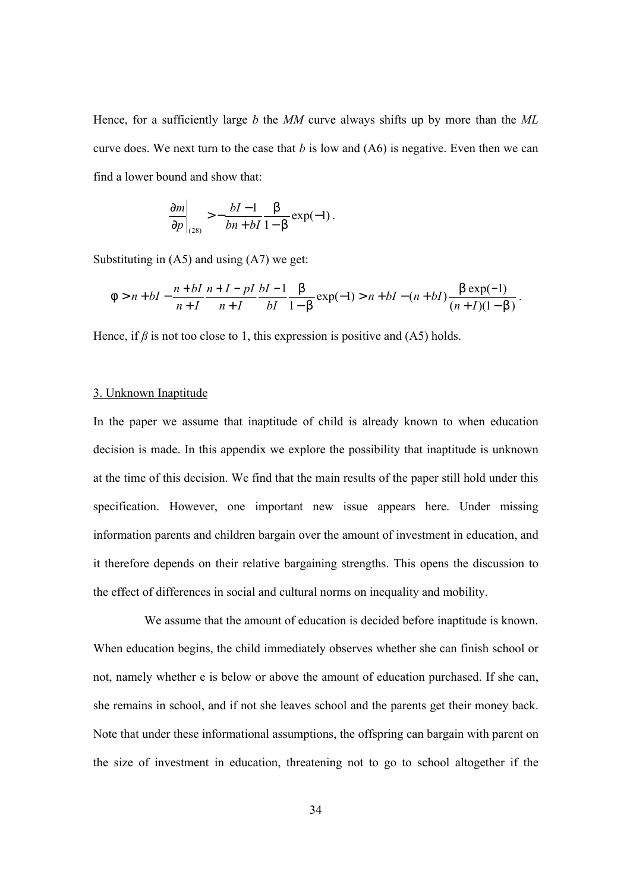Hence, for a sufficiently large *b* the *MM* curve always shifts up by more than the *ML* curve does. We next turn to the case that *b* is low and (A6) is negative. Even then we can find a lower bound and show that:

$$\left.\frac{\partial m}{\partial p}\right|_{(28)} > -\frac{bI-1}{bn+bI}\frac{\beta}{1-\beta}\exp(-1) .$$

Substituting in (A5) and using (A7) we get:

$$\phi > n + bI - \frac{n+bI}{n+I}\frac{n+I-pI}{n+I}\frac{bI-1}{bI}\frac{\beta}{1-\beta}\exp(-1) > n + bI - (n+bI)\frac{\beta\exp(-1)}{(n+I)(1-\beta)} .$$

Hence, if $\beta$ is not too close to 1, this expression is positive and (A5) holds.

## 3. Unknown Inaptitude

In the paper we assume that inaptitude of child is already known to when education decision is made. In this appendix we explore the possibility that inaptitude is unknown at the time of this decision. We find that the main results of the paper still hold under this specification. However, one important new issue appears here. Under missing information parents and children bargain over the amount of investment in education, and it therefore depends on their relative bargaining strengths. This opens the discussion to the effect of differences in social and cultural norms on inequality and mobility.

We assume that the amount of education is decided before inaptitude is known. When education begins, the child immediately observes whether she can finish school or not, namely whether e is below or above the amount of education purchased. If she can, she remains in school, and if not she leaves school and the parents get their money back. Note that under these informational assumptions, the offspring can bargain with parent on the size of investment in education, threatening not to go to school altogether if the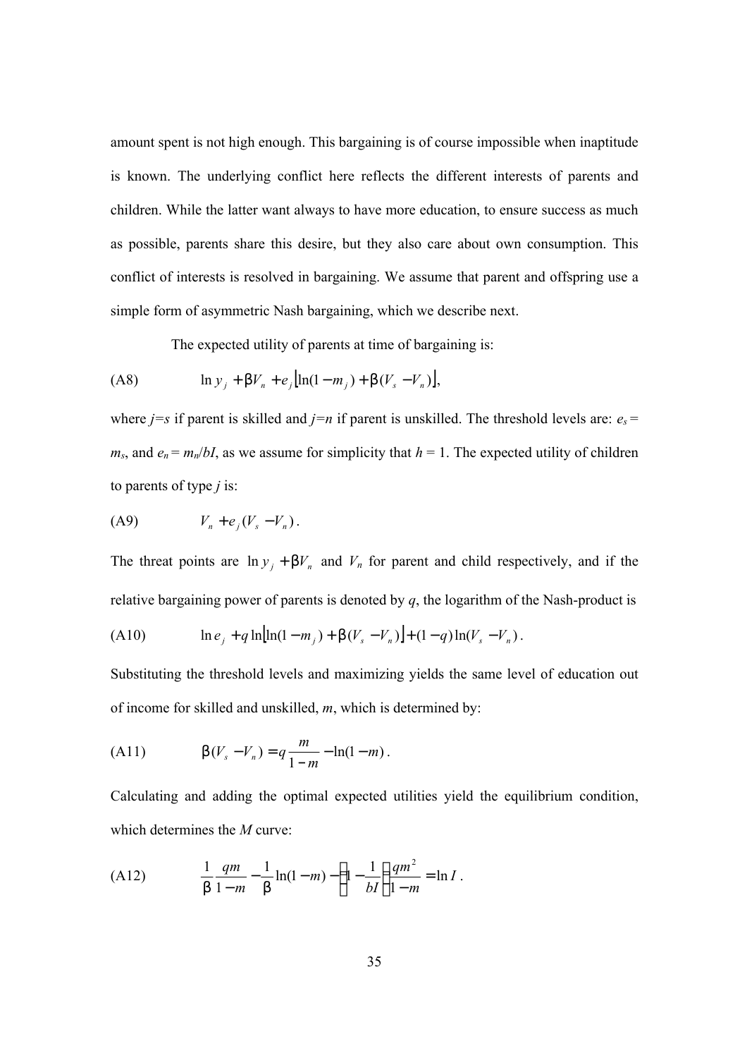amount spent is not high enough. This bargaining is of course impossible when inaptitude is known. The underlying conflict here reflects the different interests of parents and children. While the latter want always to have more education, to ensure success as much as possible, parents share this desire, but they also care about own consumption. This conflict of interests is resolved in bargaining. We assume that parent and offspring use a simple form of asymmetric Nash bargaining, which we describe next.

The expected utility of parents at time of bargaining is:

$$\text{(A8)} \qquad \ln y_j + \beta V_n + e_j \left[ \ln(1 - m_j) + \beta (V_s - V_n) \right],$$

where $j=s$ if parent is skilled and $j=n$ if parent is unskilled. The threshold levels are: $e_s = m_s$, and $e_n = m_n/bI$, as we assume for simplicity that $h = 1$. The expected utility of children to parents of type $j$ is:

$$\text{(A9)} \qquad V_n + e_j (V_s - V_n).$$

The threat points are $\ln y_j + \beta V_n$ and $V_n$ for parent and child respectively, and if the relative bargaining power of parents is denoted by $q$, the logarithm of the Nash-product is

$$\text{(A10)} \qquad \ln e_j + q \ln\left[ \ln(1 - m_j) + \beta (V_s - V_n) \right] + (1 - q) \ln(V_s - V_n).$$

Substituting the threshold levels and maximizing yields the same level of education out of income for skilled and unskilled, $m$, which is determined by:

$$\text{(A11)} \qquad \beta (V_s - V_n) = q \frac{m}{1 - m} - \ln(1 - m).$$

Calculating and adding the optimal expected utilities yield the equilibrium condition, which determines the $M$ curve:

$$\text{(A12)} \qquad \frac{1}{\beta} \frac{qm}{1 - m} - \frac{1}{\beta} \ln(1 - m) - \left(1 - \frac{1}{bI}\right) \frac{qm^2}{1 - m} = \ln I.$$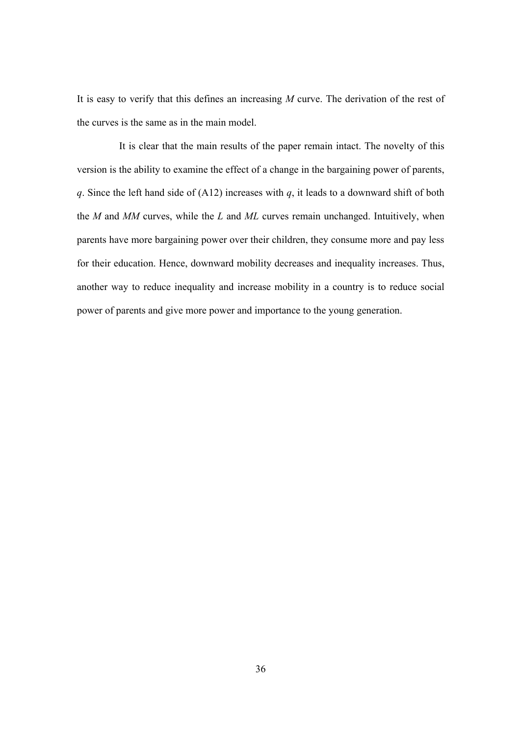It is easy to verify that this defines an increasing *M* curve. The derivation of the rest of the curves is the same as in the main model.

It is clear that the main results of the paper remain intact. The novelty of this version is the ability to examine the effect of a change in the bargaining power of parents, $q$. Since the left hand side of (A12) increases with $q$, it leads to a downward shift of both the *M* and *MM* curves, while the *L* and *ML* curves remain unchanged. Intuitively, when parents have more bargaining power over their children, they consume more and pay less for their education. Hence, downward mobility decreases and inequality increases. Thus, another way to reduce inequality and increase mobility in a country is to reduce social power of parents and give more power and importance to the young generation.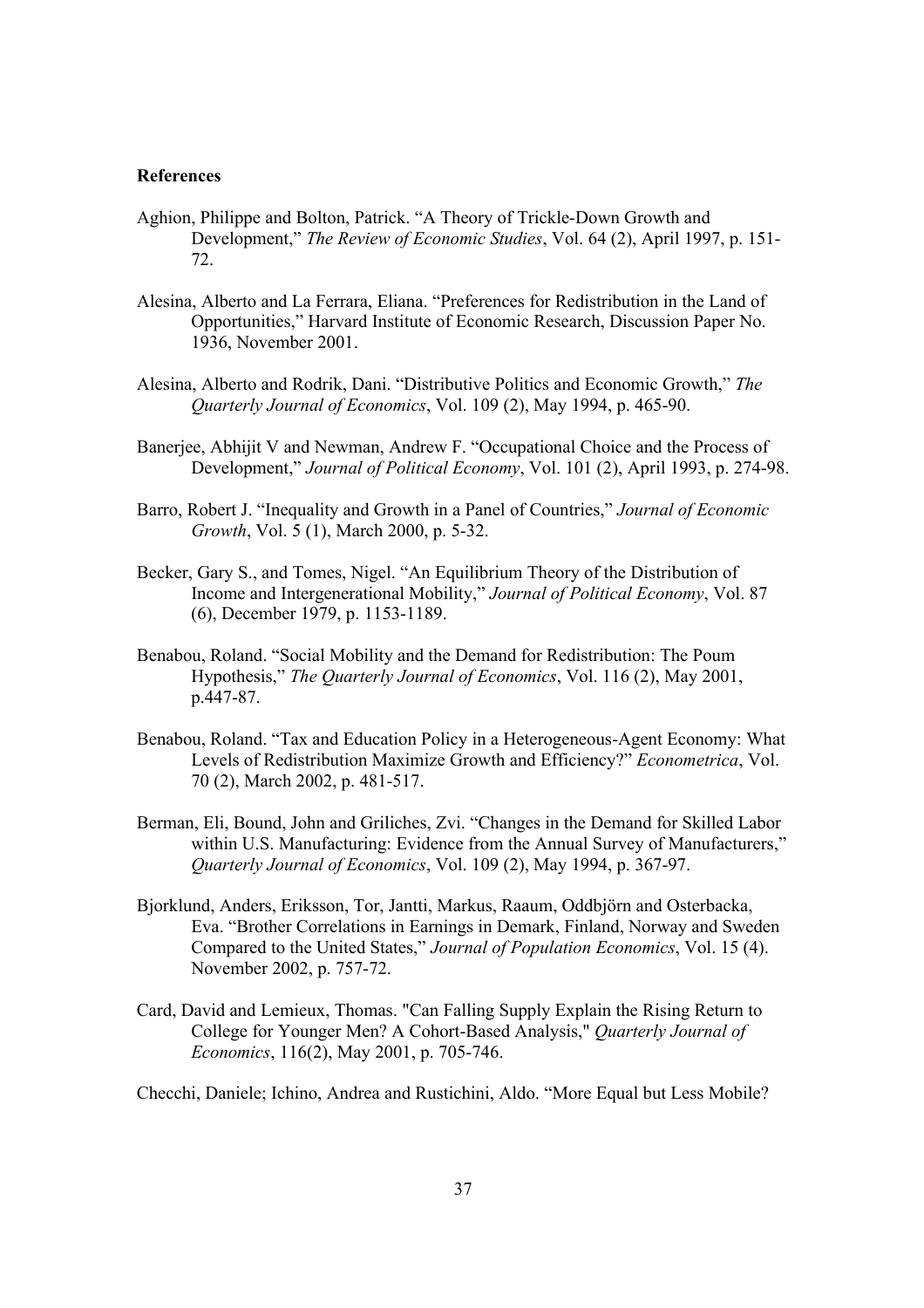**References**

Aghion, Philippe and Bolton, Patrick. "A Theory of Trickle-Down Growth and Development," *The Review of Economic Studies*, Vol. 64 (2), April 1997, p. 151-72.

Alesina, Alberto and La Ferrara, Eliana. "Preferences for Redistribution in the Land of Opportunities," Harvard Institute of Economic Research, Discussion Paper No. 1936, November 2001.

Alesina, Alberto and Rodrik, Dani. "Distributive Politics and Economic Growth," *The Quarterly Journal of Economics*, Vol. 109 (2), May 1994, p. 465-90.

Banerjee, Abhijit V and Newman, Andrew F. "Occupational Choice and the Process of Development," *Journal of Political Economy*, Vol. 101 (2), April 1993, p. 274-98.

Barro, Robert J. "Inequality and Growth in a Panel of Countries," *Journal of Economic Growth*, Vol. 5 (1), March 2000, p. 5-32.

Becker, Gary S., and Tomes, Nigel. "An Equilibrium Theory of the Distribution of Income and Intergenerational Mobility," *Journal of Political Economy*, Vol. 87 (6), December 1979, p. 1153-1189.

Benabou, Roland. "Social Mobility and the Demand for Redistribution: The Poum Hypothesis," *The Quarterly Journal of Economics*, Vol. 116 (2), May 2001, p.447-87.

Benabou, Roland. "Tax and Education Policy in a Heterogeneous-Agent Economy: What Levels of Redistribution Maximize Growth and Efficiency?" *Econometrica*, Vol. 70 (2), March 2002, p. 481-517.

Berman, Eli, Bound, John and Griliches, Zvi. "Changes in the Demand for Skilled Labor within U.S. Manufacturing: Evidence from the Annual Survey of Manufacturers," *Quarterly Journal of Economics*, Vol. 109 (2), May 1994, p. 367-97.

Bjorklund, Anders, Eriksson, Tor, Jantti, Markus, Raaum, Oddbjörn and Osterbacka, Eva. "Brother Correlations in Earnings in Demark, Finland, Norway and Sweden Compared to the United States," *Journal of Population Economics*, Vol. 15 (4). November 2002, p. 757-72.

Card, David and Lemieux, Thomas. "Can Falling Supply Explain the Rising Return to College for Younger Men? A Cohort-Based Analysis," *Quarterly Journal of Economics*, 116(2), May 2001, p. 705-746.

Checchi, Daniele; Ichino, Andrea and Rustichini, Aldo. "More Equal but Less Mobile?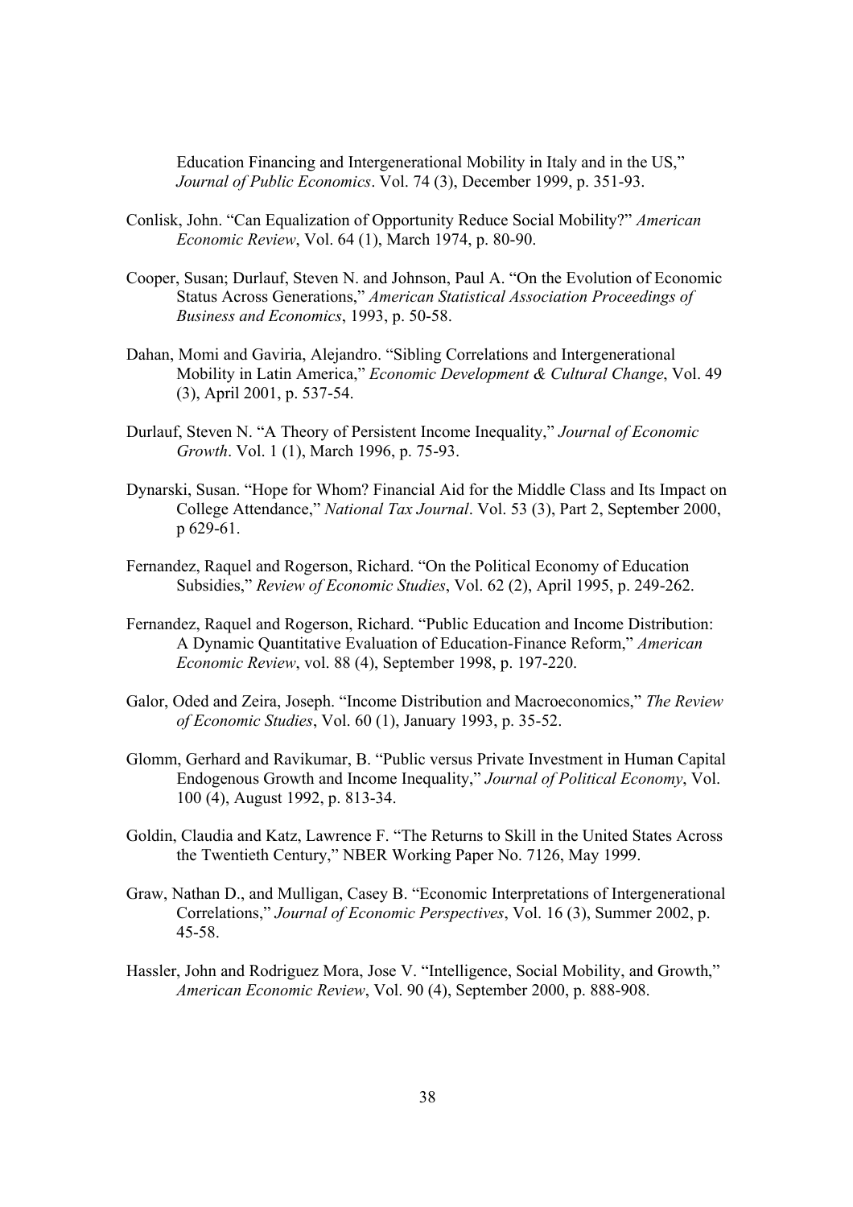Education Financing and Intergenerational Mobility in Italy and in the US," *Journal of Public Economics*. Vol. 74 (3), December 1999, p. 351-93.

Conlisk, John. "Can Equalization of Opportunity Reduce Social Mobility?" *American Economic Review*, Vol. 64 (1), March 1974, p. 80-90.

Cooper, Susan; Durlauf, Steven N. and Johnson, Paul A. "On the Evolution of Economic Status Across Generations," *American Statistical Association Proceedings of Business and Economics*, 1993, p. 50-58.

Dahan, Momi and Gaviria, Alejandro. "Sibling Correlations and Intergenerational Mobility in Latin America," *Economic Development & Cultural Change*, Vol. 49 (3), April 2001, p. 537-54.

Durlauf, Steven N. "A Theory of Persistent Income Inequality," *Journal of Economic Growth*. Vol. 1 (1), March 1996, p. 75-93.

Dynarski, Susan. "Hope for Whom? Financial Aid for the Middle Class and Its Impact on College Attendance," *National Tax Journal*. Vol. 53 (3), Part 2, September 2000, p 629-61.

Fernandez, Raquel and Rogerson, Richard. "On the Political Economy of Education Subsidies," *Review of Economic Studies*, Vol. 62 (2), April 1995, p. 249-262.

Fernandez, Raquel and Rogerson, Richard. "Public Education and Income Distribution: A Dynamic Quantitative Evaluation of Education-Finance Reform," *American Economic Review*, vol. 88 (4), September 1998, p. 197-220.

Galor, Oded and Zeira, Joseph. "Income Distribution and Macroeconomics," *The Review of Economic Studies*, Vol. 60 (1), January 1993, p. 35-52.

Glomm, Gerhard and Ravikumar, B. "Public versus Private Investment in Human Capital Endogenous Growth and Income Inequality," *Journal of Political Economy*, Vol. 100 (4), August 1992, p. 813-34.

Goldin, Claudia and Katz, Lawrence F. "The Returns to Skill in the United States Across the Twentieth Century," NBER Working Paper No. 7126, May 1999.

Graw, Nathan D., and Mulligan, Casey B. "Economic Interpretations of Intergenerational Correlations," *Journal of Economic Perspectives*, Vol. 16 (3), Summer 2002, p. 45-58.

Hassler, John and Rodriguez Mora, Jose V. "Intelligence, Social Mobility, and Growth," *American Economic Review*, Vol. 90 (4), September 2000, p. 888-908.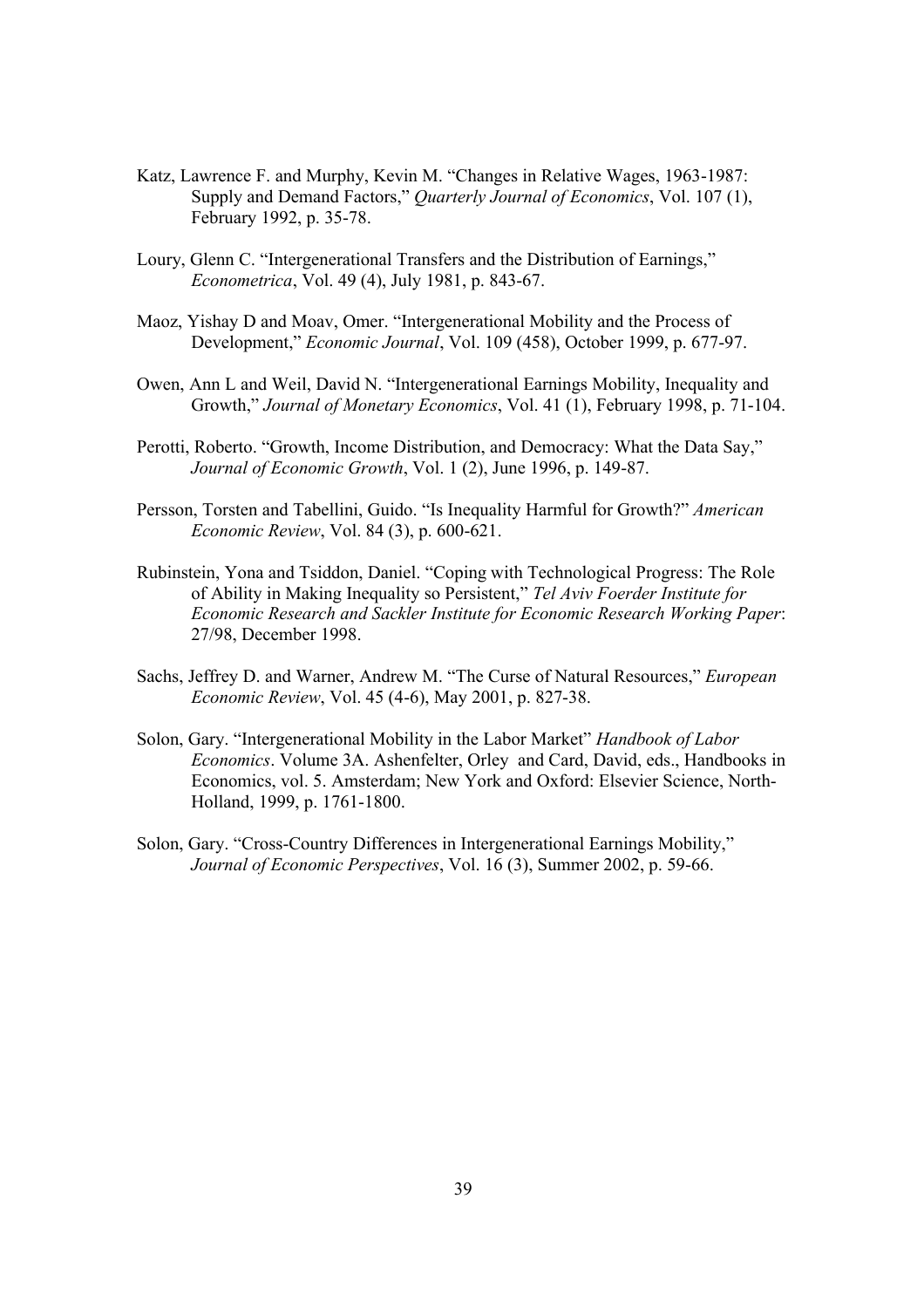Katz, Lawrence F. and Murphy, Kevin M. "Changes in Relative Wages, 1963-1987: Supply and Demand Factors," *Quarterly Journal of Economics*, Vol. 107 (1), February 1992, p. 35-78.

Loury, Glenn C. "Intergenerational Transfers and the Distribution of Earnings," *Econometrica*, Vol. 49 (4), July 1981, p. 843-67.

Maoz, Yishay D and Moav, Omer. "Intergenerational Mobility and the Process of Development," *Economic Journal*, Vol. 109 (458), October 1999, p. 677-97.

Owen, Ann L and Weil, David N. "Intergenerational Earnings Mobility, Inequality and Growth," *Journal of Monetary Economics*, Vol. 41 (1), February 1998, p. 71-104.

Perotti, Roberto. "Growth, Income Distribution, and Democracy: What the Data Say," *Journal of Economic Growth*, Vol. 1 (2), June 1996, p. 149-87.

Persson, Torsten and Tabellini, Guido. "Is Inequality Harmful for Growth?" *American Economic Review*, Vol. 84 (3), p. 600-621.

Rubinstein, Yona and Tsiddon, Daniel. "Coping with Technological Progress: The Role of Ability in Making Inequality so Persistent," *Tel Aviv Foerder Institute for Economic Research and Sackler Institute for Economic Research Working Paper*: 27/98, December 1998.

Sachs, Jeffrey D. and Warner, Andrew M. "The Curse of Natural Resources," *European Economic Review*, Vol. 45 (4-6), May 2001, p. 827-38.

Solon, Gary. "Intergenerational Mobility in the Labor Market" *Handbook of Labor Economics*. Volume 3A. Ashenfelter, Orley and Card, David, eds., Handbooks in Economics, vol. 5. Amsterdam; New York and Oxford: Elsevier Science, North-Holland, 1999, p. 1761-1800.

Solon, Gary. "Cross-Country Differences in Intergenerational Earnings Mobility," *Journal of Economic Perspectives*, Vol. 16 (3), Summer 2002, p. 59-66.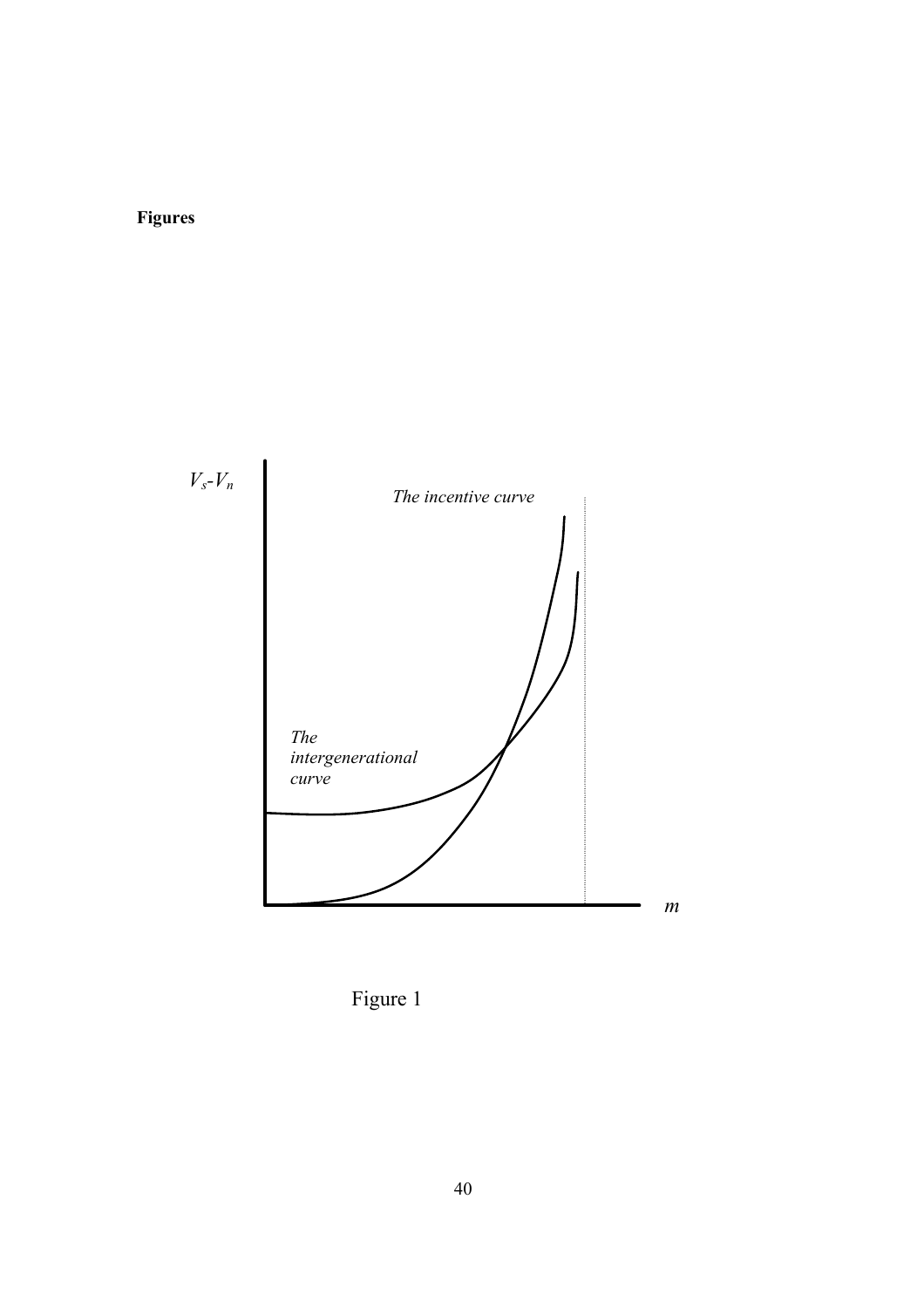**Figures**

Figure 1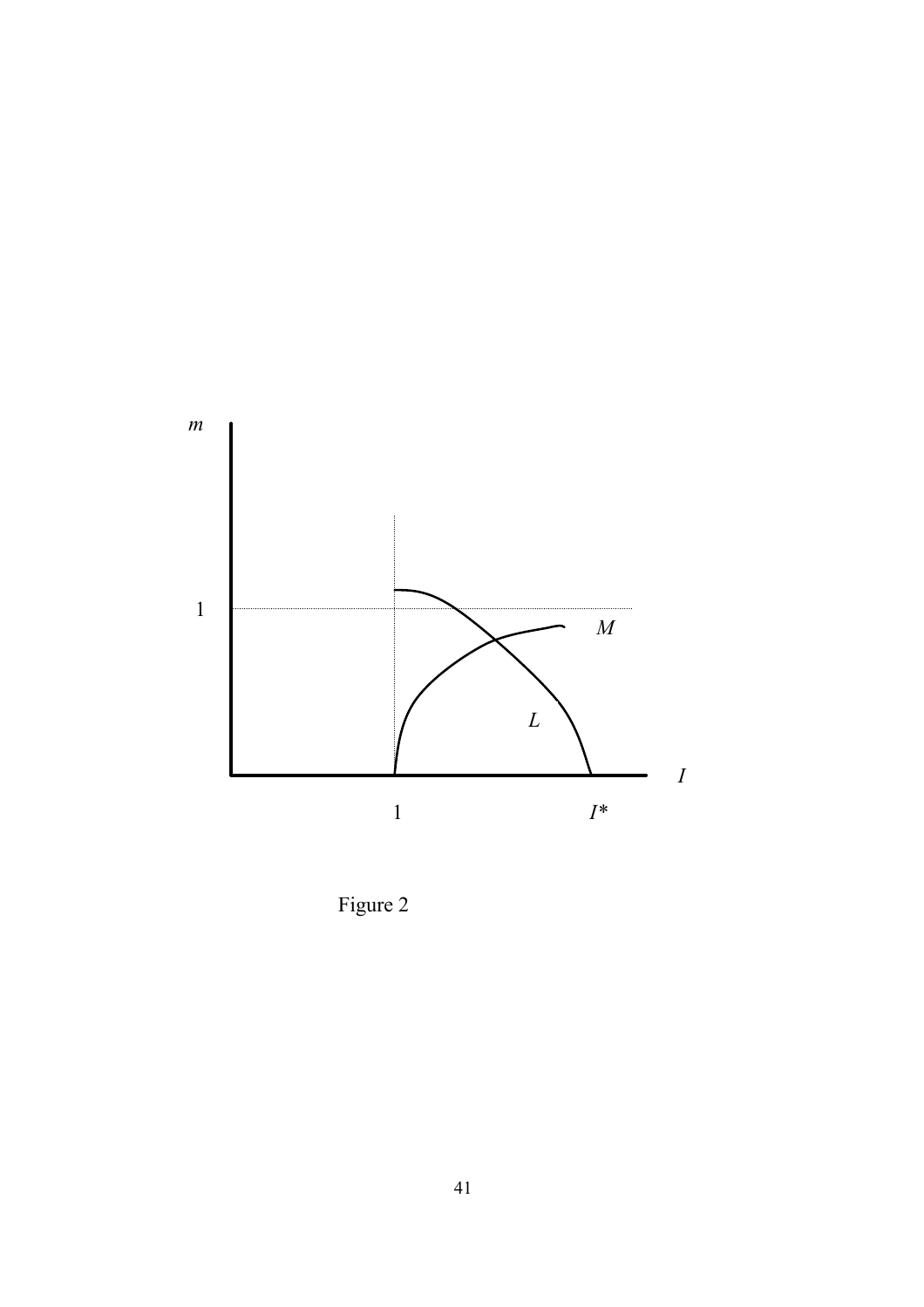Figure 2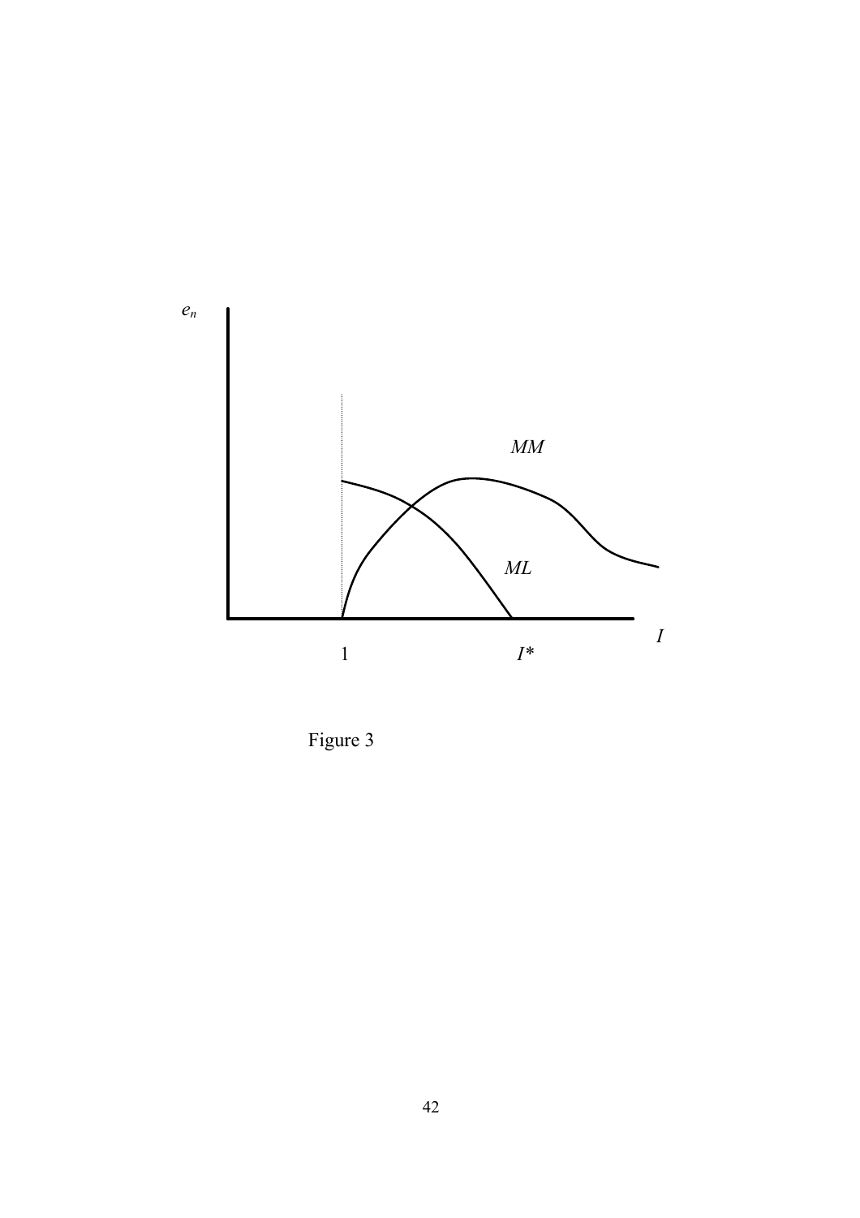$e_n$

MM

ML

$I$

1

$I^*$

Figure 3